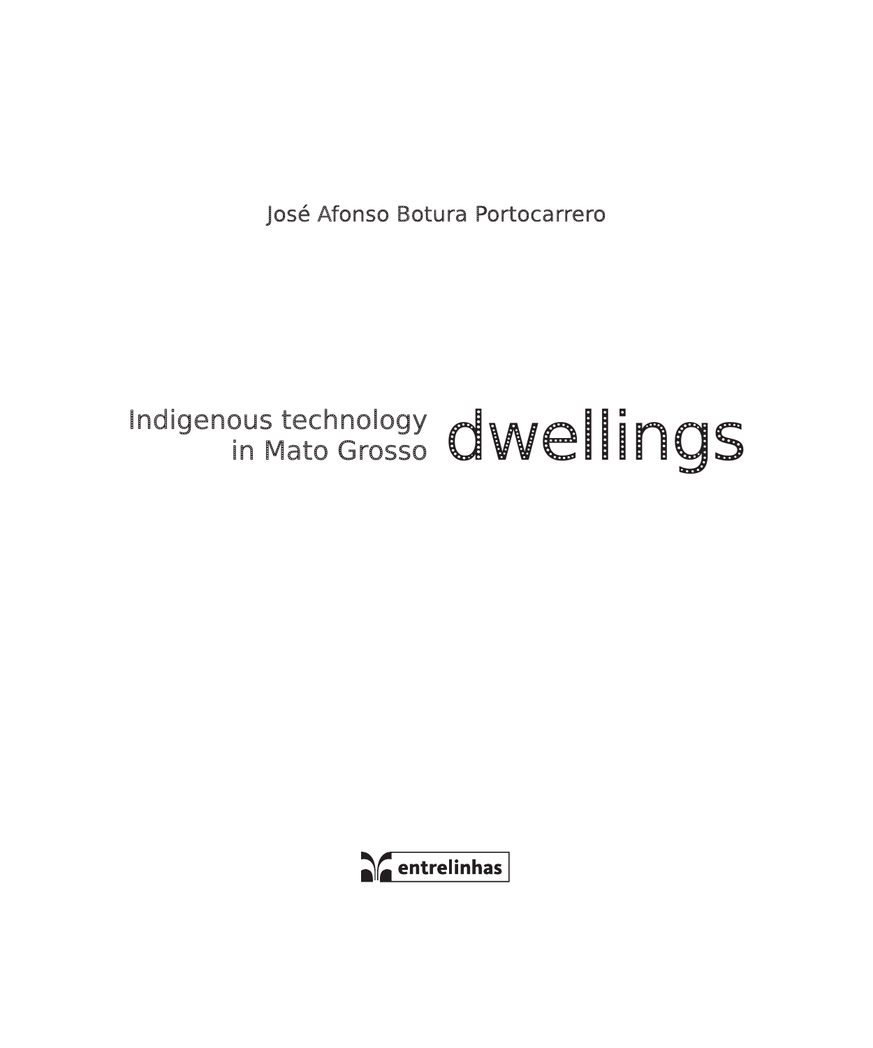José Afonso Botura Portocarrero

# dwellings

## Indigenous technology in Mato Grosso

entrelinhas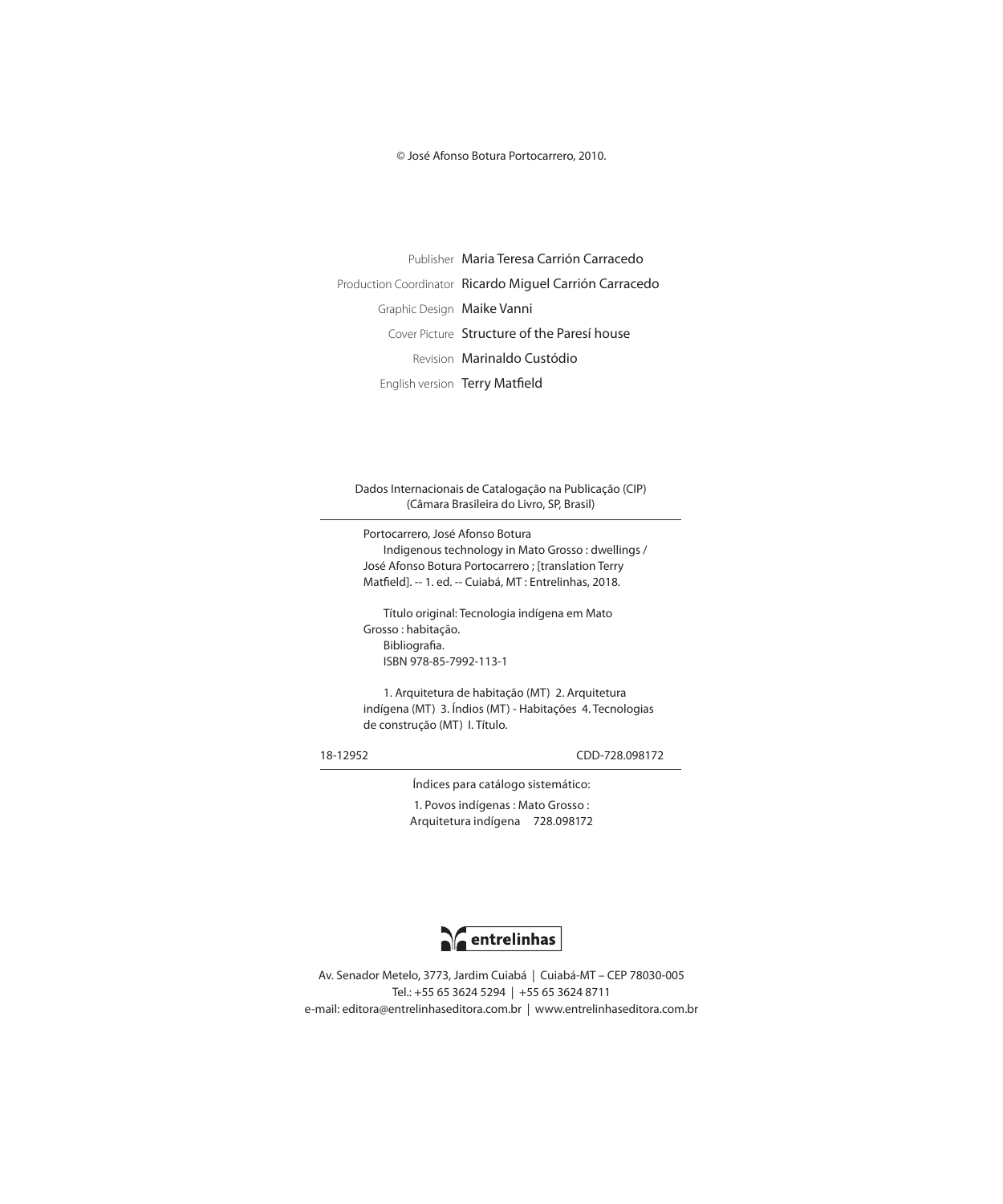© José Afonso Botura Portocarrero, 2010.

Publisher Maria Teresa Carrión Carracedo
Production Coordinator Ricardo Miguel Carrión Carracedo
Graphic Design Maike Vanni
Cover Picture Structure of the Paresí house
Revision Marinaldo Custódio
English version Terry Matfield

Dados Internacionais de Catalogação na Publicação (CIP)
(Câmara Brasileira do Livro, SP, Brasil)

---

Portocarrero, José Afonso Botura
Indigenous technology in Mato Grosso : dwellings / José Afonso Botura Portocarrero ; [translation Terry Matfield]. -- 1. ed. -- Cuiabá, MT : Entrelinhas, 2018.

Título original: Tecnologia indígena em Mato Grosso : habitação.
Bibliografia.
ISBN 978-85-7992-113-1

1. Arquitetura de habitação (MT) 2. Arquitetura indígena (MT) 3. Índios (MT) - Habitações 4. Tecnologias de construção (MT) I. Título.

18-12952 CDD-728.098172

---

Índices para catálogo sistemático:

1. Povos indígenas : Mato Grosso : Arquitetura indígena 728.098172

entrelinhas

Av. Senador Metelo, 3773, Jardim Cuiabá | Cuiabá-MT – CEP 78030-005
Tel.: +55 65 3624 5294 | +55 65 3624 8711
e-mail: editora@entrelinhaseditora.com.br | www.entrelinhaseditora.com.br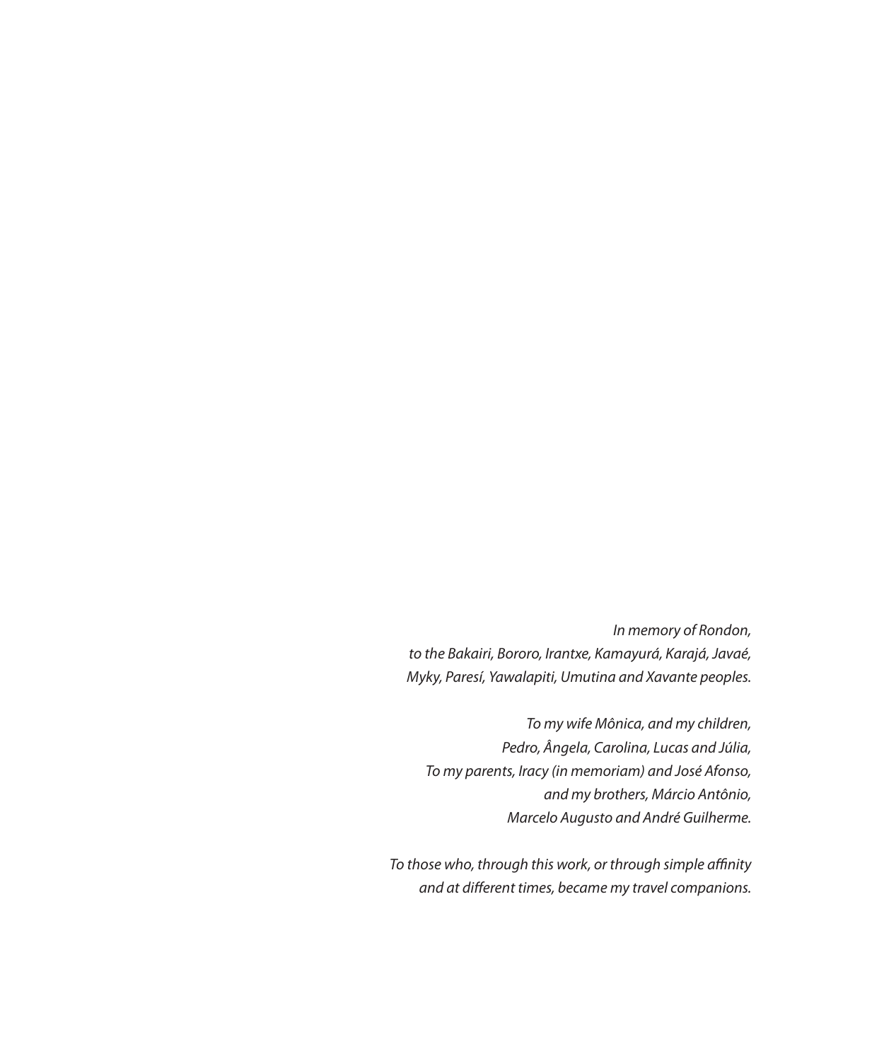*In memory of Rondon,*
*to the Bakairi, Bororo, Irantxe, Kamayurá, Karajá, Javaé,*
*Myky, Paresí, Yawalapiti, Umutina and Xavante peoples.*

*To my wife Mônica, and my children,*
*Pedro, Ângela, Carolina, Lucas and Júlia,*
*To my parents, Iracy (in memoriam) and José Afonso,*
*and my brothers, Márcio Antônio,*
*Marcelo Augusto and André Guilherme.*

*To those who, through this work, or through simple affinity*
*and at different times, became my travel companions.*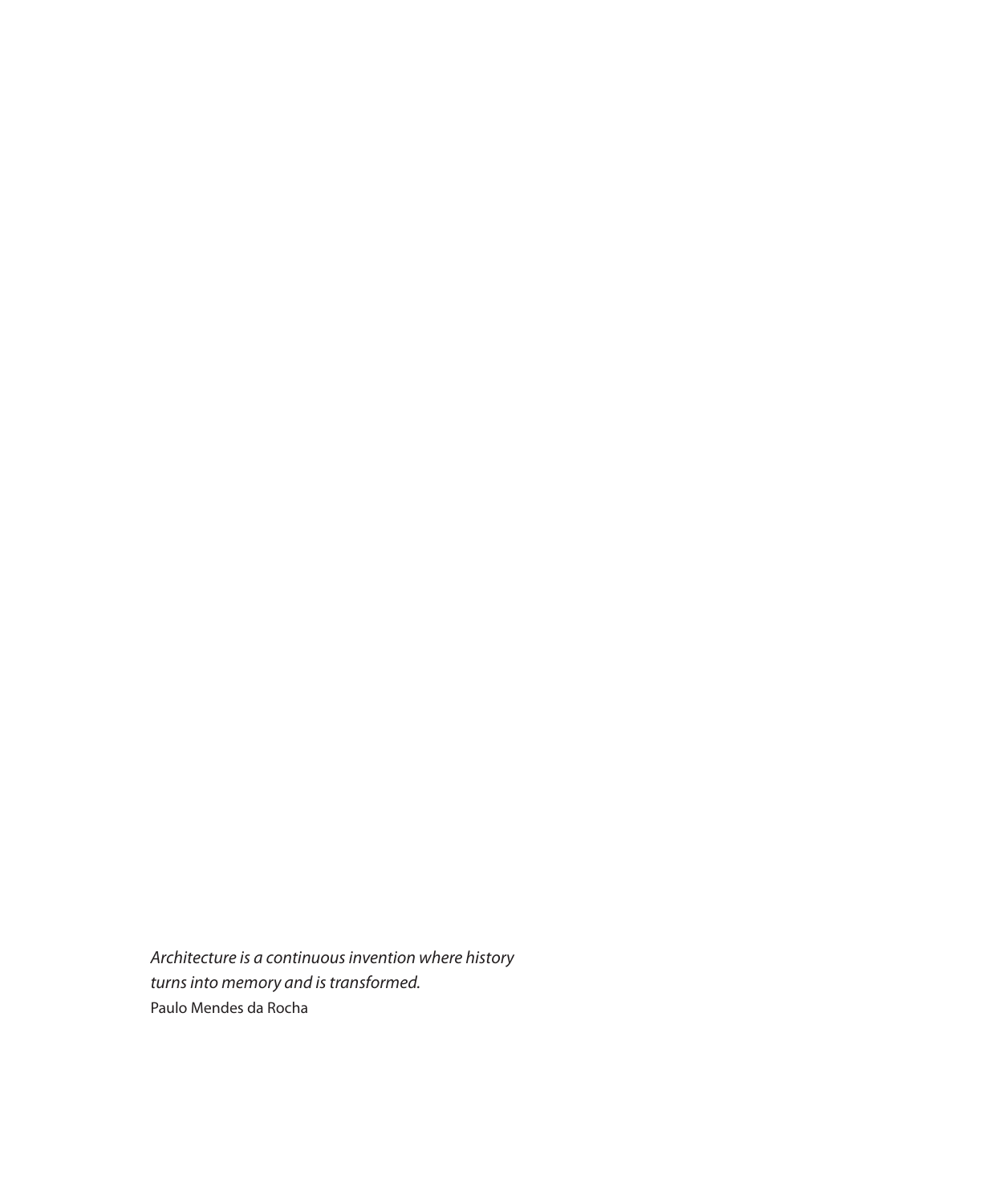*Architecture is a continuous invention where history turns into memory and is transformed.*
Paulo Mendes da Rocha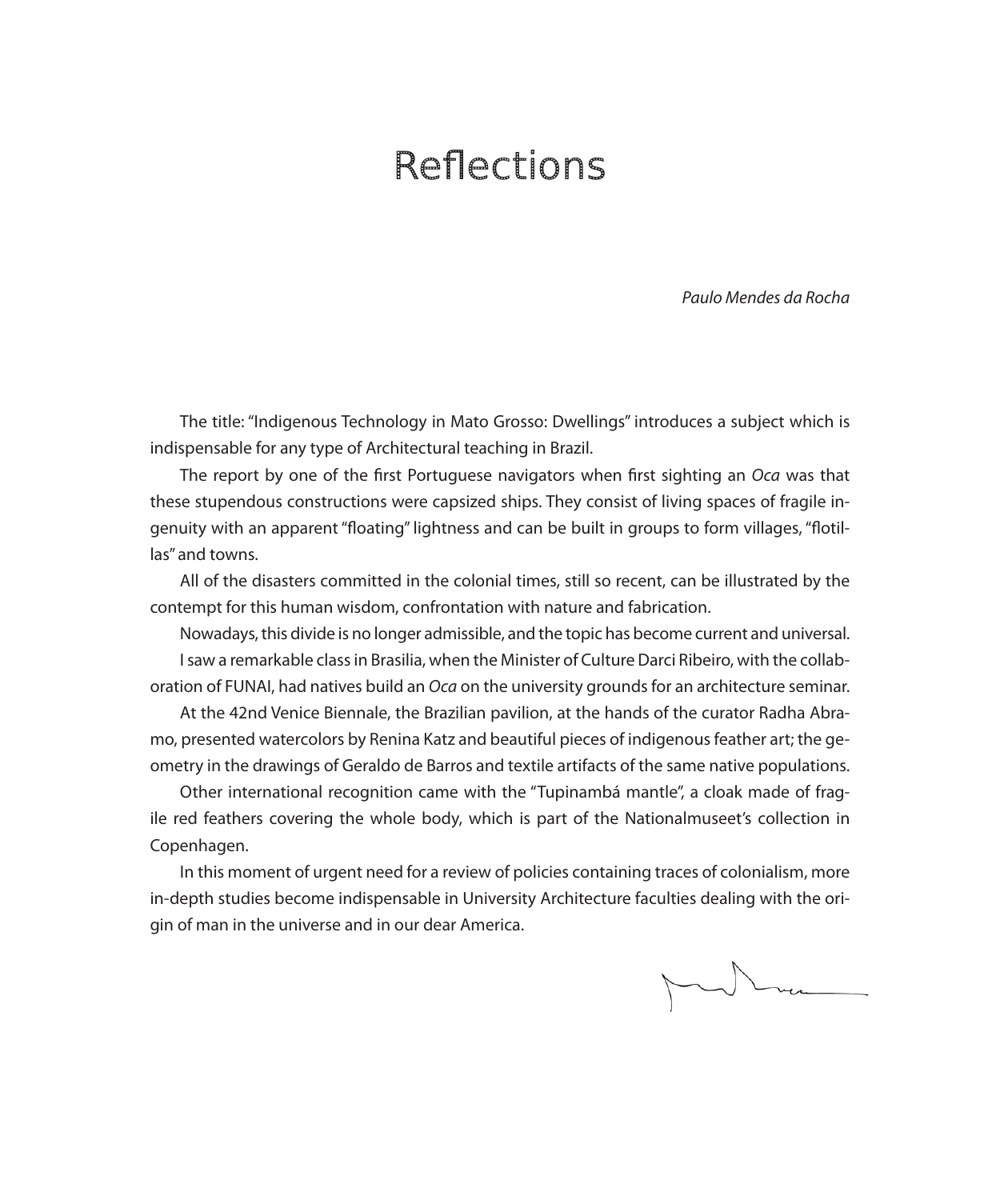# Reflections

*Paulo Mendes da Rocha*

The title: "Indigenous Technology in Mato Grosso: Dwellings" introduces a subject which is indispensable for any type of Architectural teaching in Brazil.

The report by one of the first Portuguese navigators when first sighting an *Oca* was that these stupendous constructions were capsized ships. They consist of living spaces of fragile ingenuity with an apparent "floating" lightness and can be built in groups to form villages, "flotillas" and towns.

All of the disasters committed in the colonial times, still so recent, can be illustrated by the contempt for this human wisdom, confrontation with nature and fabrication.

Nowadays, this divide is no longer admissible, and the topic has become current and universal.

I saw a remarkable class in Brasilia, when the Minister of Culture Darci Ribeiro, with the collaboration of FUNAI, had natives build an *Oca* on the university grounds for an architecture seminar.

At the 42nd Venice Biennale, the Brazilian pavilion, at the hands of the curator Radha Abramo, presented watercolors by Renina Katz and beautiful pieces of indigenous feather art; the geometry in the drawings of Geraldo de Barros and textile artifacts of the same native populations.

Other international recognition came with the "Tupinambá mantle", a cloak made of fragile red feathers covering the whole body, which is part of the Nationalmuseet's collection in Copenhagen.

In this moment of urgent need for a review of policies containing traces of colonialism, more in-depth studies become indispensable in University Architecture faculties dealing with the origin of man in the universe and in our dear America.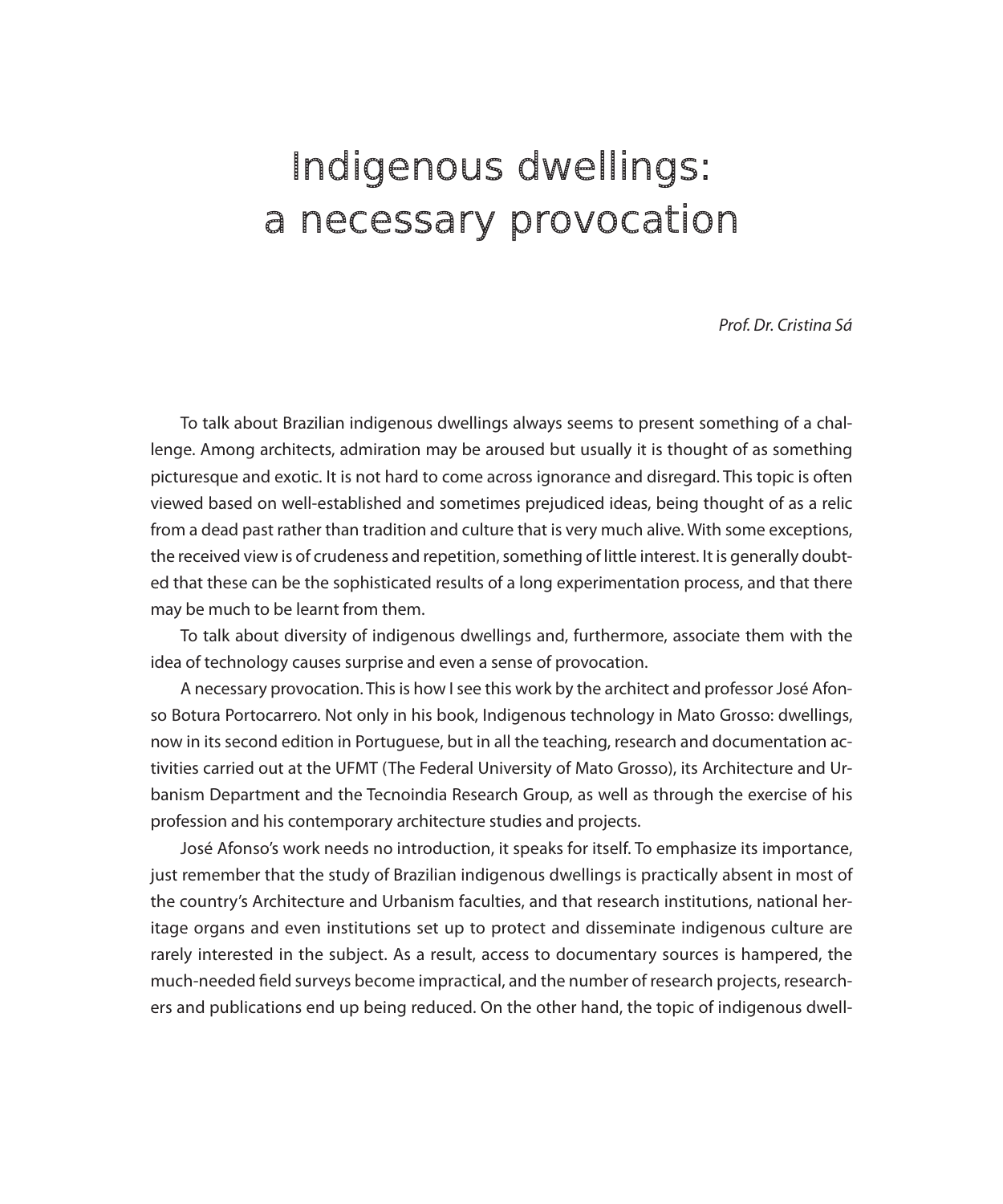# Indigenous dwellings: a necessary provocation

*Prof. Dr. Cristina Sá*

To talk about Brazilian indigenous dwellings always seems to present something of a challenge. Among architects, admiration may be aroused but usually it is thought of as something picturesque and exotic. It is not hard to come across ignorance and disregard. This topic is often viewed based on well-established and sometimes prejudiced ideas, being thought of as a relic from a dead past rather than tradition and culture that is very much alive. With some exceptions, the received view is of crudeness and repetition, something of little interest. It is generally doubted that these can be the sophisticated results of a long experimentation process, and that there may be much to be learnt from them.

To talk about diversity of indigenous dwellings and, furthermore, associate them with the idea of technology causes surprise and even a sense of provocation.

A necessary provocation. This is how I see this work by the architect and professor José Afonso Botura Portocarrero. Not only in his book, Indigenous technology in Mato Grosso: dwellings, now in its second edition in Portuguese, but in all the teaching, research and documentation activities carried out at the UFMT (The Federal University of Mato Grosso), its Architecture and Urbanism Department and the Tecnoindia Research Group, as well as through the exercise of his profession and his contemporary architecture studies and projects.

José Afonso's work needs no introduction, it speaks for itself. To emphasize its importance, just remember that the study of Brazilian indigenous dwellings is practically absent in most of the country's Architecture and Urbanism faculties, and that research institutions, national heritage organs and even institutions set up to protect and disseminate indigenous culture are rarely interested in the subject. As a result, access to documentary sources is hampered, the much-needed field surveys become impractical, and the number of research projects, researchers and publications end up being reduced. On the other hand, the topic of indigenous dwell-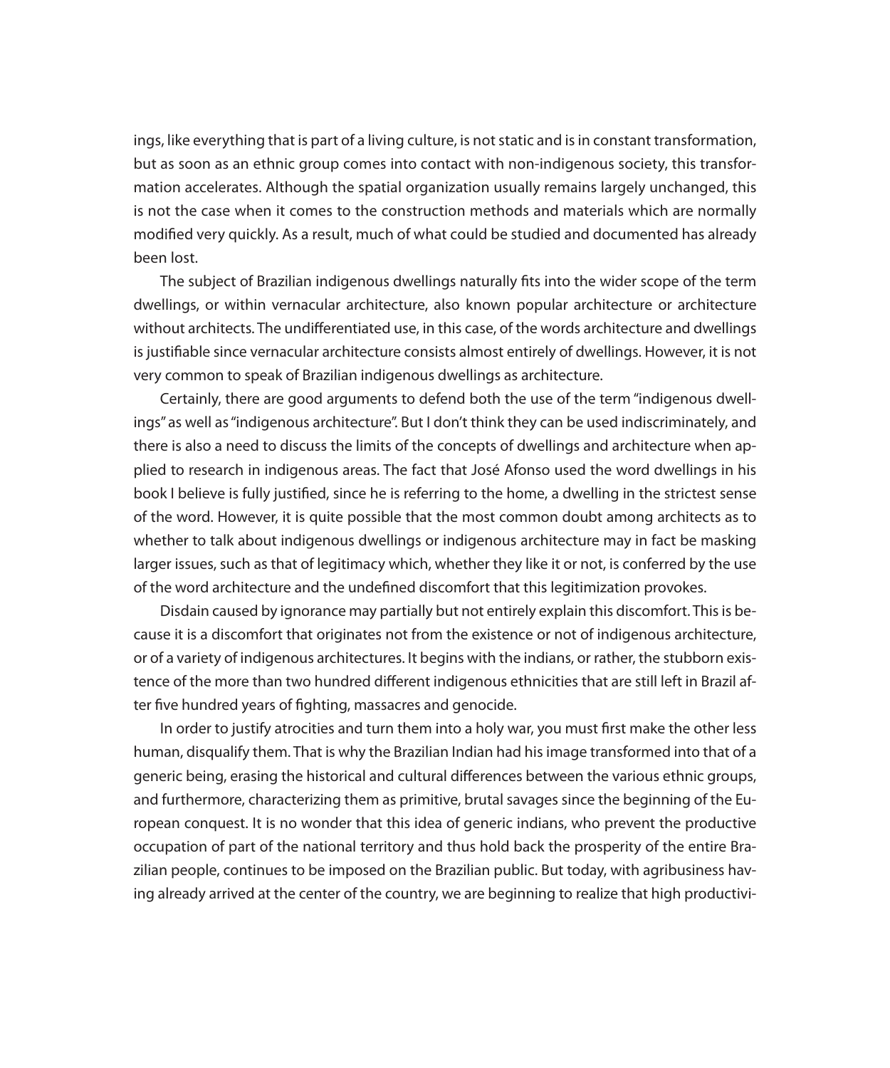ings, like everything that is part of a living culture, is not static and is in constant transformation, but as soon as an ethnic group comes into contact with non-indigenous society, this transformation accelerates. Although the spatial organization usually remains largely unchanged, this is not the case when it comes to the construction methods and materials which are normally modified very quickly. As a result, much of what could be studied and documented has already been lost.

The subject of Brazilian indigenous dwellings naturally fits into the wider scope of the term dwellings, or within vernacular architecture, also known popular architecture or architecture without architects. The undifferentiated use, in this case, of the words architecture and dwellings is justifiable since vernacular architecture consists almost entirely of dwellings. However, it is not very common to speak of Brazilian indigenous dwellings as architecture.

Certainly, there are good arguments to defend both the use of the term "indigenous dwellings" as well as "indigenous architecture". But I don't think they can be used indiscriminately, and there is also a need to discuss the limits of the concepts of dwellings and architecture when applied to research in indigenous areas. The fact that José Afonso used the word dwellings in his book I believe is fully justified, since he is referring to the home, a dwelling in the strictest sense of the word. However, it is quite possible that the most common doubt among architects as to whether to talk about indigenous dwellings or indigenous architecture may in fact be masking larger issues, such as that of legitimacy which, whether they like it or not, is conferred by the use of the word architecture and the undefined discomfort that this legitimization provokes.

Disdain caused by ignorance may partially but not entirely explain this discomfort. This is because it is a discomfort that originates not from the existence or not of indigenous architecture, or of a variety of indigenous architectures. It begins with the indians, or rather, the stubborn existence of the more than two hundred different indigenous ethnicities that are still left in Brazil after five hundred years of fighting, massacres and genocide.

In order to justify atrocities and turn them into a holy war, you must first make the other less human, disqualify them. That is why the Brazilian Indian had his image transformed into that of a generic being, erasing the historical and cultural differences between the various ethnic groups, and furthermore, characterizing them as primitive, brutal savages since the beginning of the European conquest. It is no wonder that this idea of generic indians, who prevent the productive occupation of part of the national territory and thus hold back the prosperity of the entire Brazilian people, continues to be imposed on the Brazilian public. But today, with agribusiness having already arrived at the center of the country, we are beginning to realize that high productivi-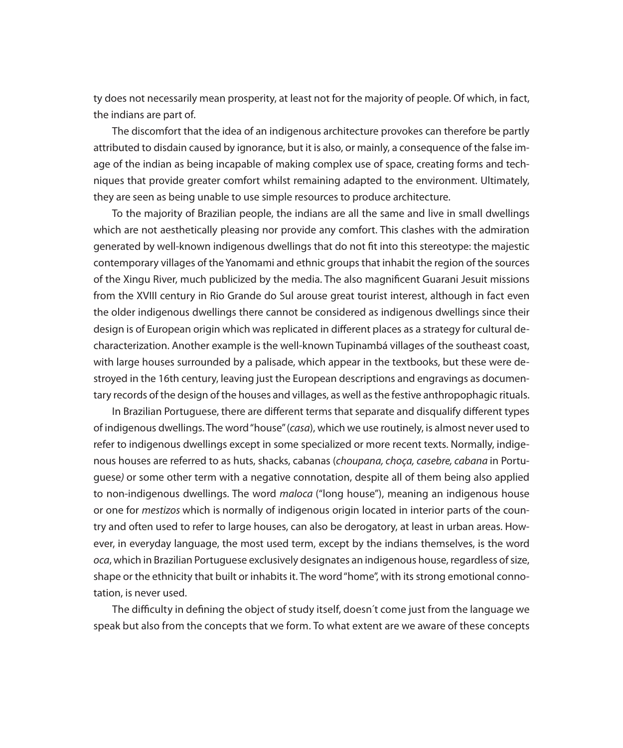ty does not necessarily mean prosperity, at least not for the majority of people. Of which, in fact, the indians are part of.

The discomfort that the idea of an indigenous architecture provokes can therefore be partly attributed to disdain caused by ignorance, but it is also, or mainly, a consequence of the false image of the indian as being incapable of making complex use of space, creating forms and techniques that provide greater comfort whilst remaining adapted to the environment. Ultimately, they are seen as being unable to use simple resources to produce architecture.

To the majority of Brazilian people, the indians are all the same and live in small dwellings which are not aesthetically pleasing nor provide any comfort. This clashes with the admiration generated by well-known indigenous dwellings that do not fit into this stereotype: the majestic contemporary villages of the Yanomami and ethnic groups that inhabit the region of the sources of the Xingu River, much publicized by the media. The also magnificent Guarani Jesuit missions from the XVIII century in Rio Grande do Sul arouse great tourist interest, although in fact even the older indigenous dwellings there cannot be considered as indigenous dwellings since their design is of European origin which was replicated in different places as a strategy for cultural decharacterization. Another example is the well-known Tupinambá villages of the southeast coast, with large houses surrounded by a palisade, which appear in the textbooks, but these were destroyed in the 16th century, leaving just the European descriptions and engravings as documentary records of the design of the houses and villages, as well as the festive anthropophagic rituals.

In Brazilian Portuguese, there are different terms that separate and disqualify different types of indigenous dwellings. The word "house" (*casa*), which we use routinely, is almost never used to refer to indigenous dwellings except in some specialized or more recent texts. Normally, indigenous houses are referred to as huts, shacks, cabanas (*choupana, choça, casebre, cabana* in Portuguese) or some other term with a negative connotation, despite all of them being also applied to non-indigenous dwellings. The word *maloca* ("long house"), meaning an indigenous house or one for *mestizos* which is normally of indigenous origin located in interior parts of the country and often used to refer to large houses, can also be derogatory, at least in urban areas. However, in everyday language, the most used term, except by the indians themselves, is the word *oca*, which in Brazilian Portuguese exclusively designates an indigenous house, regardless of size, shape or the ethnicity that built or inhabits it. The word "home", with its strong emotional connotation, is never used.

The difficulty in defining the object of study itself, doesn´t come just from the language we speak but also from the concepts that we form. To what extent are we aware of these concepts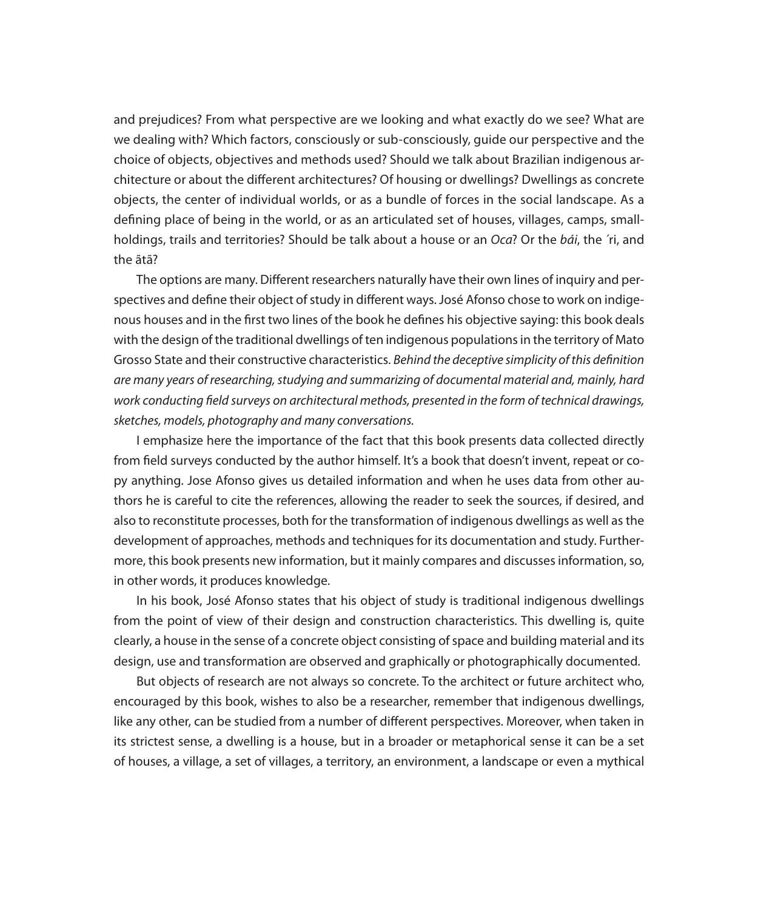and prejudices? From what perspective are we looking and what exactly do we see? What are we dealing with? Which factors, consciously or sub-consciously, guide our perspective and the choice of objects, objectives and methods used? Should we talk about Brazilian indigenous architecture or about the different architectures? Of housing or dwellings? Dwellings as concrete objects, the center of individual worlds, or as a bundle of forces in the social landscape. As a defining place of being in the world, or as an articulated set of houses, villages, camps, smallholdings, trails and territories? Should be talk about a house or an *Oca*? Or the *bái*, the ´ri, and the ãtã?

The options are many. Different researchers naturally have their own lines of inquiry and perspectives and define their object of study in different ways. José Afonso chose to work on indigenous houses and in the first two lines of the book he defines his objective saying: this book deals with the design of the traditional dwellings of ten indigenous populations in the territory of Mato Grosso State and their constructive characteristics. *Behind the deceptive simplicity of this definition are many years of researching, studying and summarizing of documental material and, mainly, hard work conducting field surveys on architectural methods, presented in the form of technical drawings, sketches, models, photography and many conversations.*

I emphasize here the importance of the fact that this book presents data collected directly from field surveys conducted by the author himself. It's a book that doesn't invent, repeat or copy anything. Jose Afonso gives us detailed information and when he uses data from other authors he is careful to cite the references, allowing the reader to seek the sources, if desired, and also to reconstitute processes, both for the transformation of indigenous dwellings as well as the development of approaches, methods and techniques for its documentation and study. Furthermore, this book presents new information, but it mainly compares and discusses information, so, in other words, it produces knowledge.

In his book, José Afonso states that his object of study is traditional indigenous dwellings from the point of view of their design and construction characteristics. This dwelling is, quite clearly, a house in the sense of a concrete object consisting of space and building material and its design, use and transformation are observed and graphically or photographically documented.

But objects of research are not always so concrete. To the architect or future architect who, encouraged by this book, wishes to also be a researcher, remember that indigenous dwellings, like any other, can be studied from a number of different perspectives. Moreover, when taken in its strictest sense, a dwelling is a house, but in a broader or metaphorical sense it can be a set of houses, a village, a set of villages, a territory, an environment, a landscape or even a mythical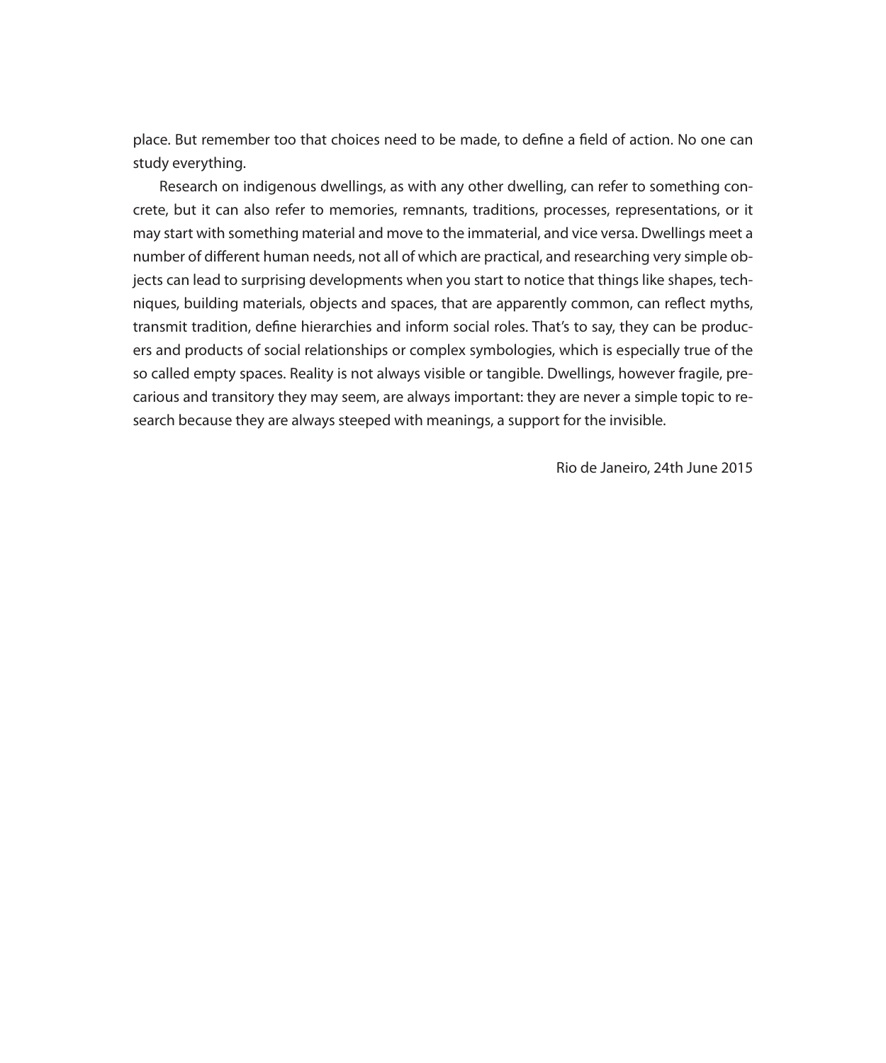place. But remember too that choices need to be made, to define a field of action. No one can study everything.

Research on indigenous dwellings, as with any other dwelling, can refer to something concrete, but it can also refer to memories, remnants, traditions, processes, representations, or it may start with something material and move to the immaterial, and vice versa. Dwellings meet a number of different human needs, not all of which are practical, and researching very simple objects can lead to surprising developments when you start to notice that things like shapes, techniques, building materials, objects and spaces, that are apparently common, can reflect myths, transmit tradition, define hierarchies and inform social roles. That's to say, they can be producers and products of social relationships or complex symbologies, which is especially true of the so called empty spaces. Reality is not always visible or tangible. Dwellings, however fragile, precarious and transitory they may seem, are always important: they are never a simple topic to research because they are always steeped with meanings, a support for the invisible.

Rio de Janeiro, 24th June 2015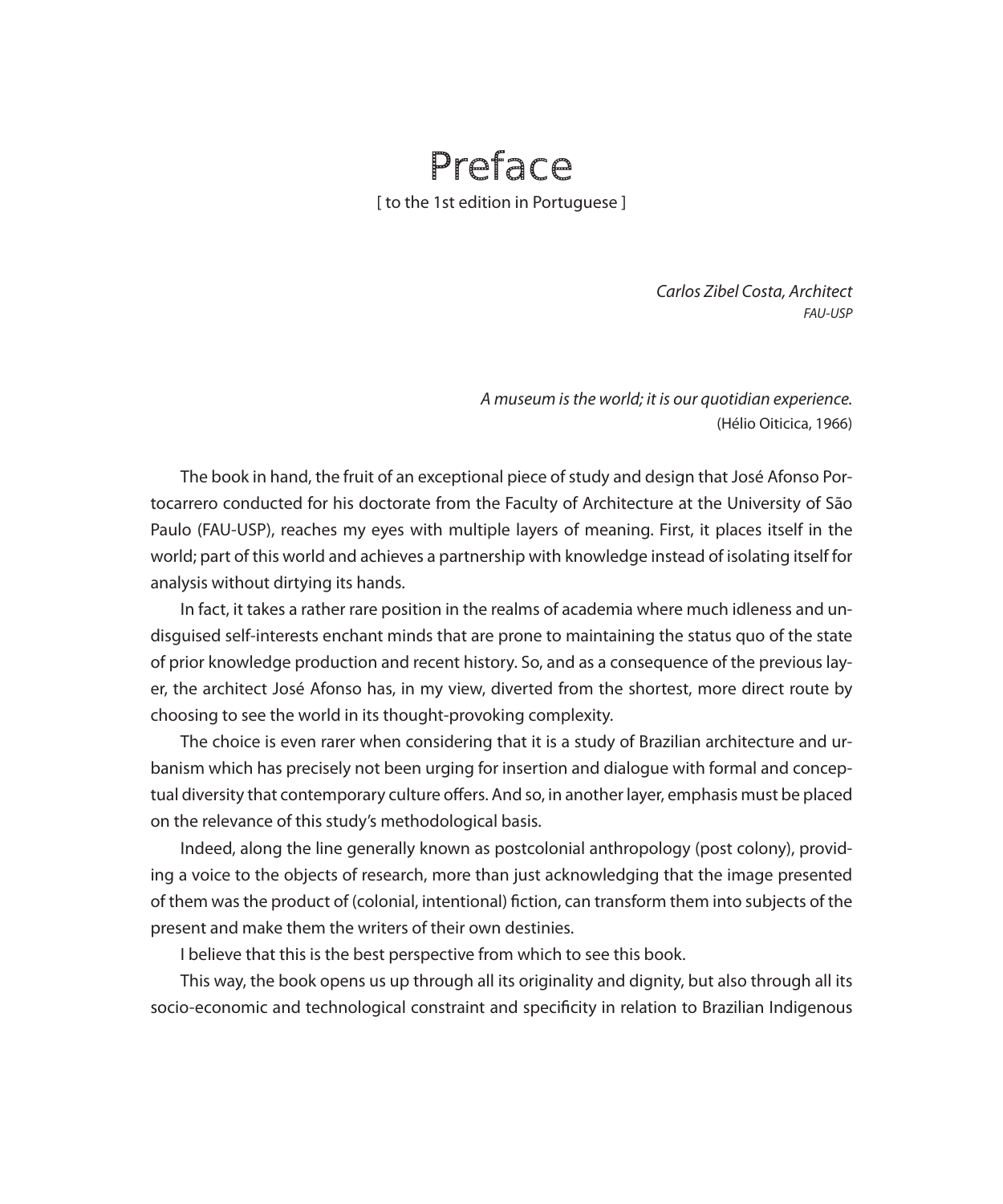# Preface

[ to the 1st edition in Portuguese ]

*Carlos Zibel Costa, Architect*
*FAU-USP*

*A museum is the world; it is our quotidian experience.*
(Hélio Oiticica, 1966)

The book in hand, the fruit of an exceptional piece of study and design that José Afonso Portocarrero conducted for his doctorate from the Faculty of Architecture at the University of São Paulo (FAU-USP), reaches my eyes with multiple layers of meaning. First, it places itself in the world; part of this world and achieves a partnership with knowledge instead of isolating itself for analysis without dirtying its hands.

In fact, it takes a rather rare position in the realms of academia where much idleness and undisguised self-interests enchant minds that are prone to maintaining the status quo of the state of prior knowledge production and recent history. So, and as a consequence of the previous layer, the architect José Afonso has, in my view, diverted from the shortest, more direct route by choosing to see the world in its thought-provoking complexity.

The choice is even rarer when considering that it is a study of Brazilian architecture and urbanism which has precisely not been urging for insertion and dialogue with formal and conceptual diversity that contemporary culture offers. And so, in another layer, emphasis must be placed on the relevance of this study's methodological basis.

Indeed, along the line generally known as postcolonial anthropology (post colony), providing a voice to the objects of research, more than just acknowledging that the image presented of them was the product of (colonial, intentional) fiction, can transform them into subjects of the present and make them the writers of their own destinies.

I believe that this is the best perspective from which to see this book.

This way, the book opens us up through all its originality and dignity, but also through all its socio-economic and technological constraint and specificity in relation to Brazilian Indigenous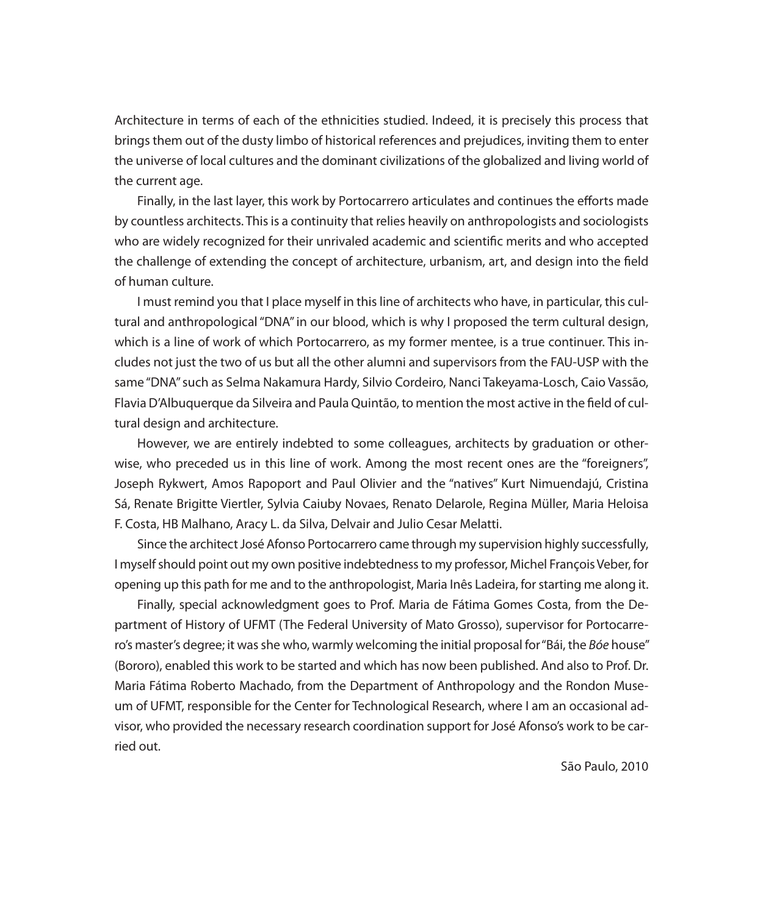Architecture in terms of each of the ethnicities studied. Indeed, it is precisely this process that brings them out of the dusty limbo of historical references and prejudices, inviting them to enter the universe of local cultures and the dominant civilizations of the globalized and living world of the current age.

Finally, in the last layer, this work by Portocarrero articulates and continues the efforts made by countless architects. This is a continuity that relies heavily on anthropologists and sociologists who are widely recognized for their unrivaled academic and scientific merits and who accepted the challenge of extending the concept of architecture, urbanism, art, and design into the field of human culture.

I must remind you that I place myself in this line of architects who have, in particular, this cultural and anthropological "DNA" in our blood, which is why I proposed the term cultural design, which is a line of work of which Portocarrero, as my former mentee, is a true continuer. This includes not just the two of us but all the other alumni and supervisors from the FAU-USP with the same "DNA" such as Selma Nakamura Hardy, Silvio Cordeiro, Nanci Takeyama-Losch, Caio Vassão, Flavia D'Albuquerque da Silveira and Paula Quintão, to mention the most active in the field of cultural design and architecture.

However, we are entirely indebted to some colleagues, architects by graduation or otherwise, who preceded us in this line of work. Among the most recent ones are the "foreigners", Joseph Rykwert, Amos Rapoport and Paul Olivier and the "natives" Kurt Nimuendajú, Cristina Sá, Renate Brigitte Viertler, Sylvia Caiuby Novaes, Renato Delarole, Regina Müller, Maria Heloisa F. Costa, HB Malhano, Aracy L. da Silva, Delvair and Julio Cesar Melatti.

Since the architect José Afonso Portocarrero came through my supervision highly successfully, I myself should point out my own positive indebtedness to my professor, Michel François Veber, for opening up this path for me and to the anthropologist, Maria Inês Ladeira, for starting me along it.

Finally, special acknowledgment goes to Prof. Maria de Fátima Gomes Costa, from the Department of History of UFMT (The Federal University of Mato Grosso), supervisor for Portocarrero's master's degree; it was she who, warmly welcoming the initial proposal for "Bái, the *Bóe* house" (Bororo), enabled this work to be started and which has now been published. And also to Prof. Dr. Maria Fátima Roberto Machado, from the Department of Anthropology and the Rondon Museum of UFMT, responsible for the Center for Technological Research, where I am an occasional advisor, who provided the necessary research coordination support for José Afonso's work to be carried out.

São Paulo, 2010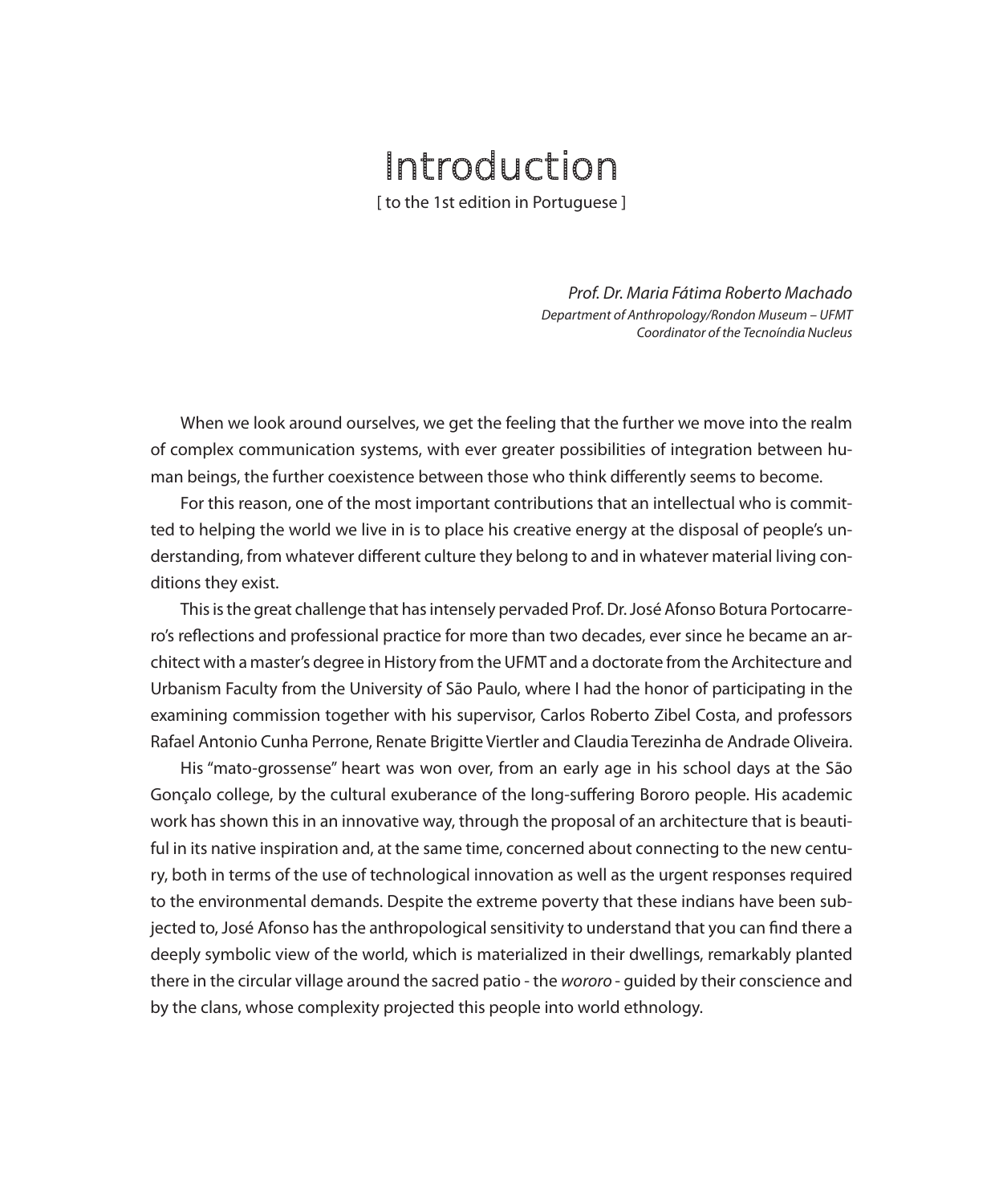# Introduction

[ to the 1st edition in Portuguese ]

*Prof. Dr. Maria Fátima Roberto Machado*
*Department of Anthropology/Rondon Museum – UFMT*
*Coordinator of the Tecnoíndia Nucleus*

When we look around ourselves, we get the feeling that the further we move into the realm of complex communication systems, with ever greater possibilities of integration between human beings, the further coexistence between those who think differently seems to become.

For this reason, one of the most important contributions that an intellectual who is committed to helping the world we live in is to place his creative energy at the disposal of people's understanding, from whatever different culture they belong to and in whatever material living conditions they exist.

This is the great challenge that has intensely pervaded Prof. Dr. José Afonso Botura Portocarrero's reflections and professional practice for more than two decades, ever since he became an architect with a master's degree in History from the UFMT and a doctorate from the Architecture and Urbanism Faculty from the University of São Paulo, where I had the honor of participating in the examining commission together with his supervisor, Carlos Roberto Zibel Costa, and professors Rafael Antonio Cunha Perrone, Renate Brigitte Viertler and Claudia Terezinha de Andrade Oliveira.

His "mato-grossense" heart was won over, from an early age in his school days at the São Gonçalo college, by the cultural exuberance of the long-suffering Bororo people. His academic work has shown this in an innovative way, through the proposal of an architecture that is beautiful in its native inspiration and, at the same time, concerned about connecting to the new century, both in terms of the use of technological innovation as well as the urgent responses required to the environmental demands. Despite the extreme poverty that these indians have been subjected to, José Afonso has the anthropological sensitivity to understand that you can find there a deeply symbolic view of the world, which is materialized in their dwellings, remarkably planted there in the circular village around the sacred patio - the *wororo* - guided by their conscience and by the clans, whose complexity projected this people into world ethnology.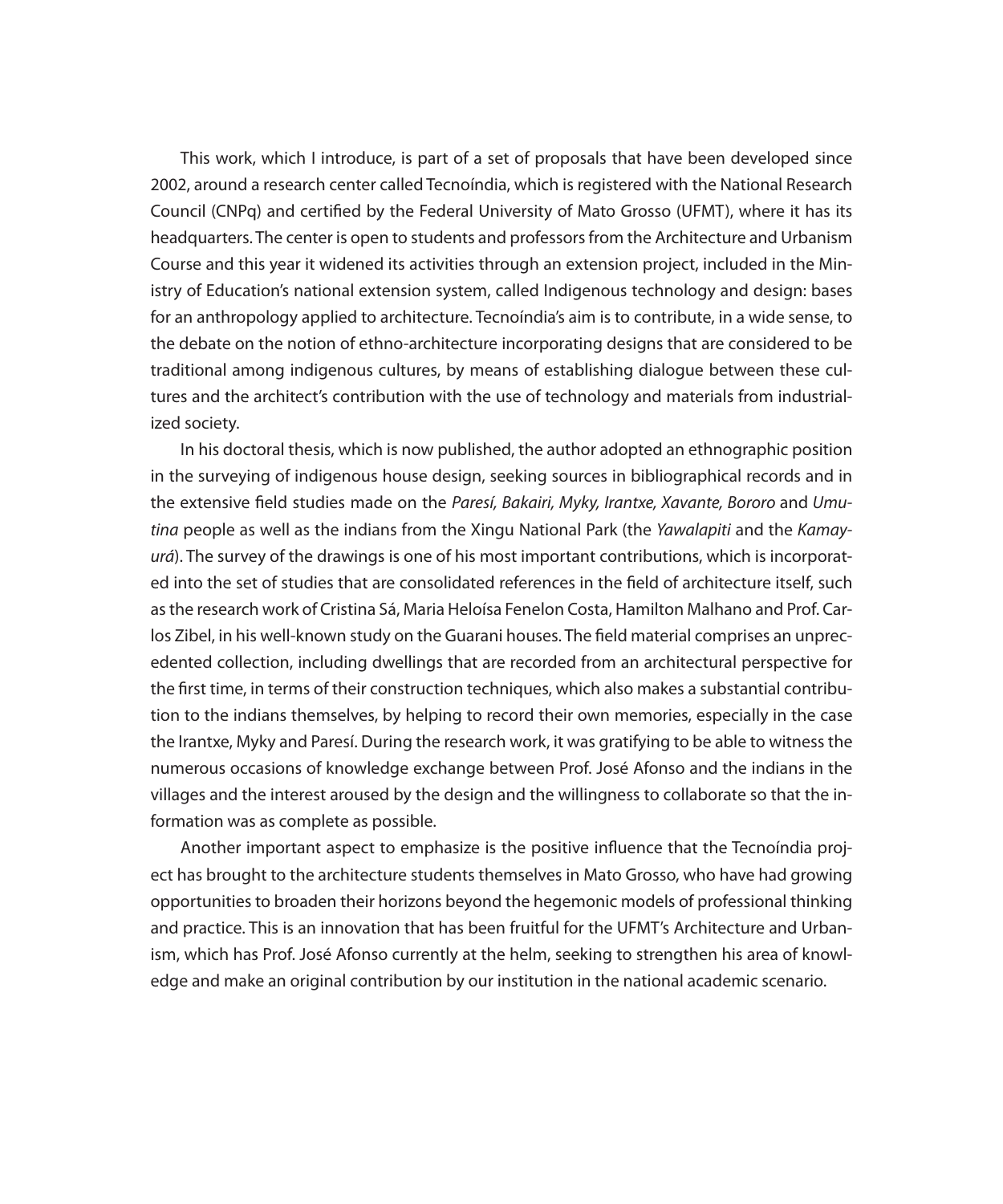This work, which I introduce, is part of a set of proposals that have been developed since 2002, around a research center called Tecnoíndia, which is registered with the National Research Council (CNPq) and certified by the Federal University of Mato Grosso (UFMT), where it has its headquarters. The center is open to students and professors from the Architecture and Urbanism Course and this year it widened its activities through an extension project, included in the Ministry of Education's national extension system, called Indigenous technology and design: bases for an anthropology applied to architecture. Tecnoíndia's aim is to contribute, in a wide sense, to the debate on the notion of ethno-architecture incorporating designs that are considered to be traditional among indigenous cultures, by means of establishing dialogue between these cultures and the architect's contribution with the use of technology and materials from industrialized society.

In his doctoral thesis, which is now published, the author adopted an ethnographic position in the surveying of indigenous house design, seeking sources in bibliographical records and in the extensive field studies made on the *Paresí, Bakairi, Myky, Irantxe, Xavante, Bororo* and *Umutina* people as well as the indians from the Xingu National Park (the *Yawalapiti* and the *Kamayurá*). The survey of the drawings is one of his most important contributions, which is incorporated into the set of studies that are consolidated references in the field of architecture itself, such as the research work of Cristina Sá, Maria Heloísa Fenelon Costa, Hamilton Malhano and Prof. Carlos Zibel, in his well-known study on the Guarani houses. The field material comprises an unprecedented collection, including dwellings that are recorded from an architectural perspective for the first time, in terms of their construction techniques, which also makes a substantial contribution to the indians themselves, by helping to record their own memories, especially in the case the Irantxe, Myky and Paresí. During the research work, it was gratifying to be able to witness the numerous occasions of knowledge exchange between Prof. José Afonso and the indians in the villages and the interest aroused by the design and the willingness to collaborate so that the information was as complete as possible.

Another important aspect to emphasize is the positive influence that the Tecnoíndia project has brought to the architecture students themselves in Mato Grosso, who have had growing opportunities to broaden their horizons beyond the hegemonic models of professional thinking and practice. This is an innovation that has been fruitful for the UFMT's Architecture and Urbanism, which has Prof. José Afonso currently at the helm, seeking to strengthen his area of knowledge and make an original contribution by our institution in the national academic scenario.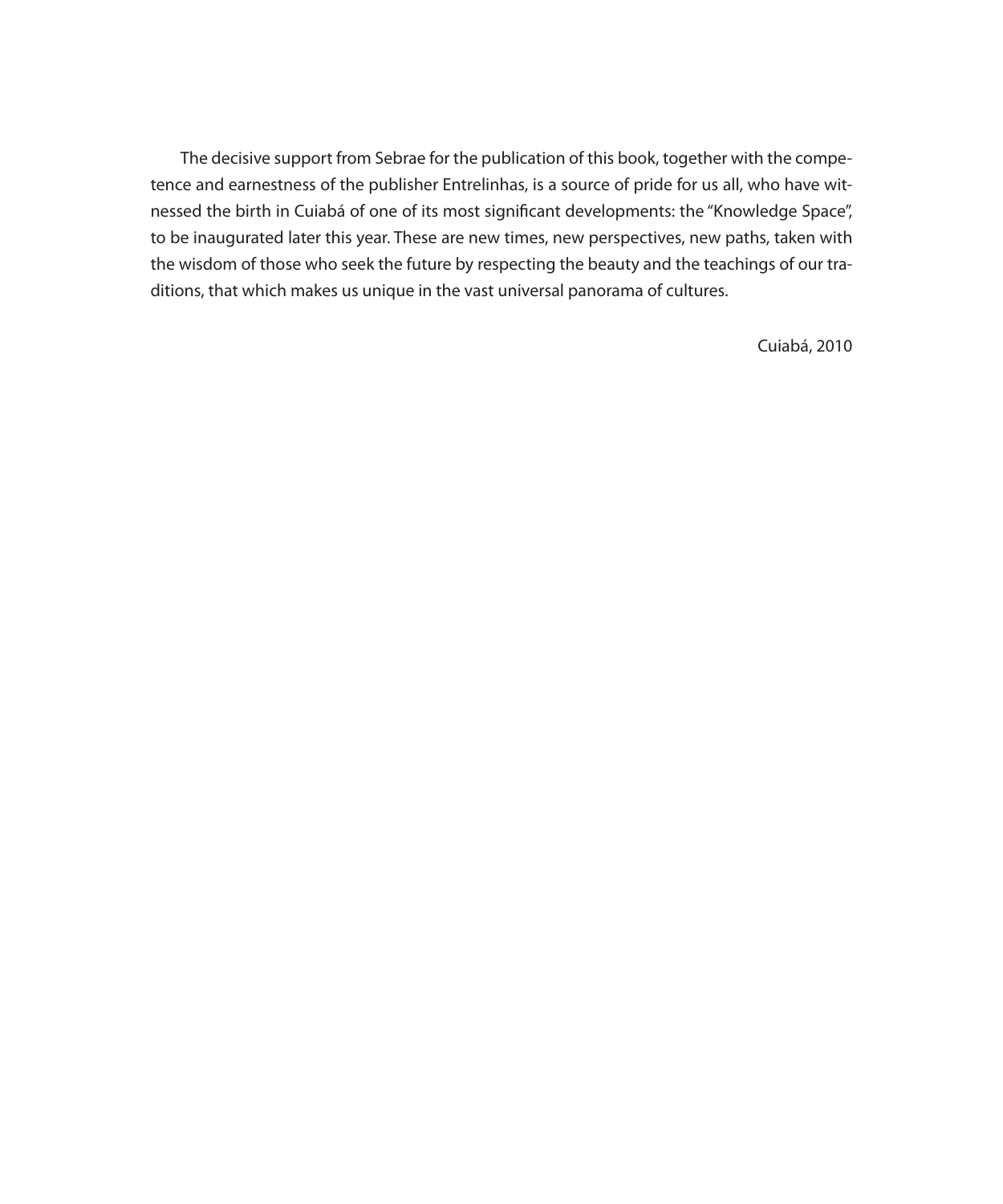The decisive support from Sebrae for the publication of this book, together with the competence and earnestness of the publisher Entrelinhas, is a source of pride for us all, who have witnessed the birth in Cuiabá of one of its most significant developments: the "Knowledge Space", to be inaugurated later this year. These are new times, new perspectives, new paths, taken with the wisdom of those who seek the future by respecting the beauty and the teachings of our traditions, that which makes us unique in the vast universal panorama of cultures.

Cuiabá, 2010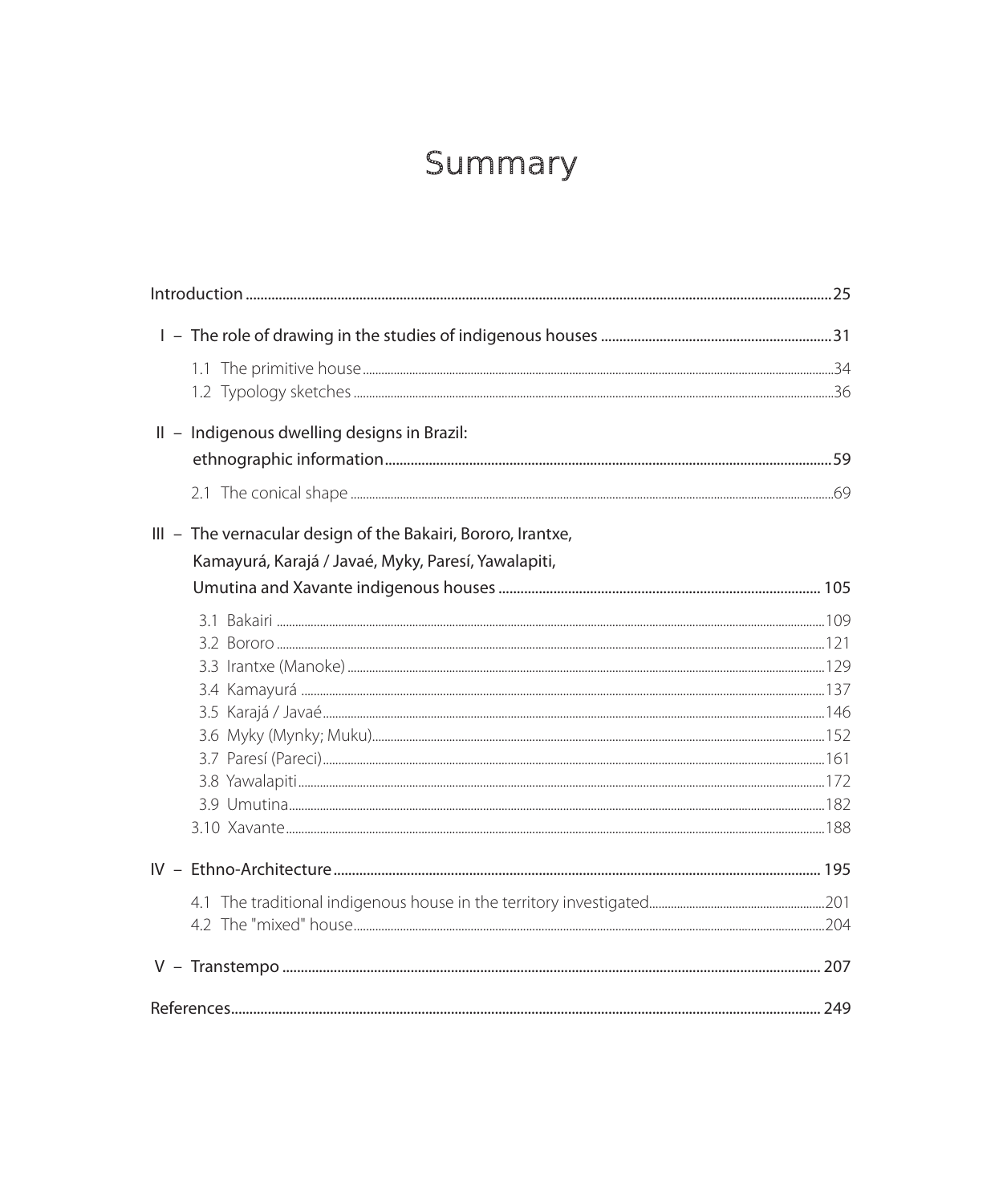# Summary

Introduction ........................................................................................................................................25

I – The role of drawing in the studies of indigenous houses ...........................................................31

- 1.1 The primitive house ........................................................................................................34
- 1.2 Typology sketches ...........................................................................................................36

II – Indigenous dwelling designs in Brazil: ethnographic information ...........................................................59

- 2.1 The conical shape ...........................................................................................................69

III – The vernacular design of the Bakairi, Bororo, Irantxe, Kamayurá, Karajá / Javaé, Myky, Paresí, Yawalapiti, Umutina and Xavante indigenous houses ............................................................ 105

- 3.1 Bakairi ..........................................................................................................................109
- 3.2 Bororo ..........................................................................................................................121
- 3.3 Irantxe (Manoke) ...........................................................................................................129
- 3.4 Kamayurá ......................................................................................................................137
- 3.5 Karajá / Javaé .................................................................................................................146
- 3.6 Myky (Mynky; Muku) ......................................................................................................152
- 3.7 Paresí (Pareci) .................................................................................................................161
- 3.8 Yawalapiti ......................................................................................................................172
- 3.9 Umutina ........................................................................................................................182
- 3.10 Xavante .......................................................................................................................188

IV – Ethno-Architecture ........................................................................................................... 195

- 4.1 The traditional indigenous house in the territory investigated ..............................................201
- 4.2 The "mixed" house ..........................................................................................................204

V – Transtempo ..................................................................................................................... 207

References.......................................................................................................................... 249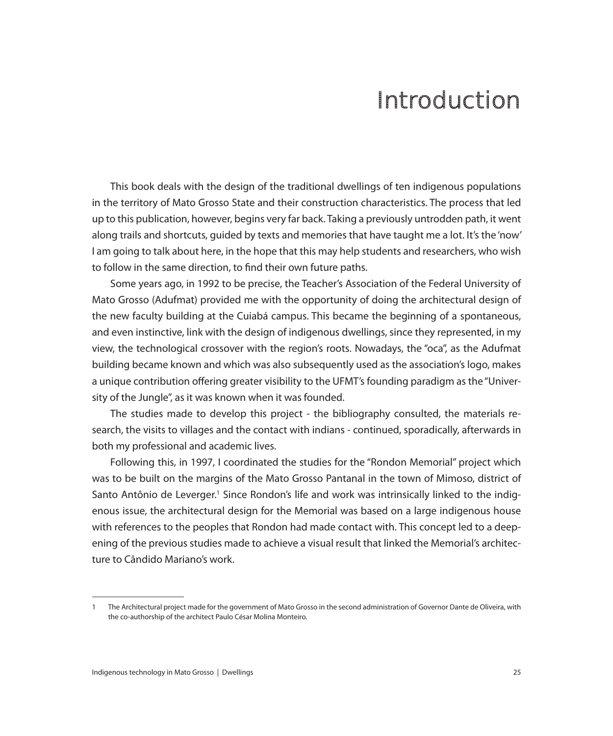# Introduction

This book deals with the design of the traditional dwellings of ten indigenous populations in the territory of Mato Grosso State and their construction characteristics. The process that led up to this publication, however, begins very far back. Taking a previously untrodden path, it went along trails and shortcuts, guided by texts and memories that have taught me a lot. It's the 'now' I am going to talk about here, in the hope that this may help students and researchers, who wish to follow in the same direction, to find their own future paths.

Some years ago, in 1992 to be precise, the Teacher's Association of the Federal University of Mato Grosso (Adufmat) provided me with the opportunity of doing the architectural design of the new faculty building at the Cuiabá campus. This became the beginning of a spontaneous, and even instinctive, link with the design of indigenous dwellings, since they represented, in my view, the technological crossover with the region's roots. Nowadays, the "oca", as the Adufmat building became known and which was also subsequently used as the association's logo, makes a unique contribution offering greater visibility to the UFMT's founding paradigm as the "University of the Jungle", as it was known when it was founded.

The studies made to develop this project - the bibliography consulted, the materials research, the visits to villages and the contact with indians - continued, sporadically, afterwards in both my professional and academic lives.

Following this, in 1997, I coordinated the studies for the "Rondon Memorial" project which was to be built on the margins of the Mato Grosso Pantanal in the town of Mimoso, district of Santo Antônio de Leverger.[1] Since Rondon's life and work was intrinsically linked to the indigenous issue, the architectural design for the Memorial was based on a large indigenous house with references to the peoples that Rondon had made contact with. This concept led to a deepening of the previous studies made to achieve a visual result that linked the Memorial's architecture to Cândido Mariano's work.

---

1 The Architectural project made for the government of Mato Grosso in the second administration of Governor Dante de Oliveira, with the co-authorship of the architect Paulo César Molina Monteiro.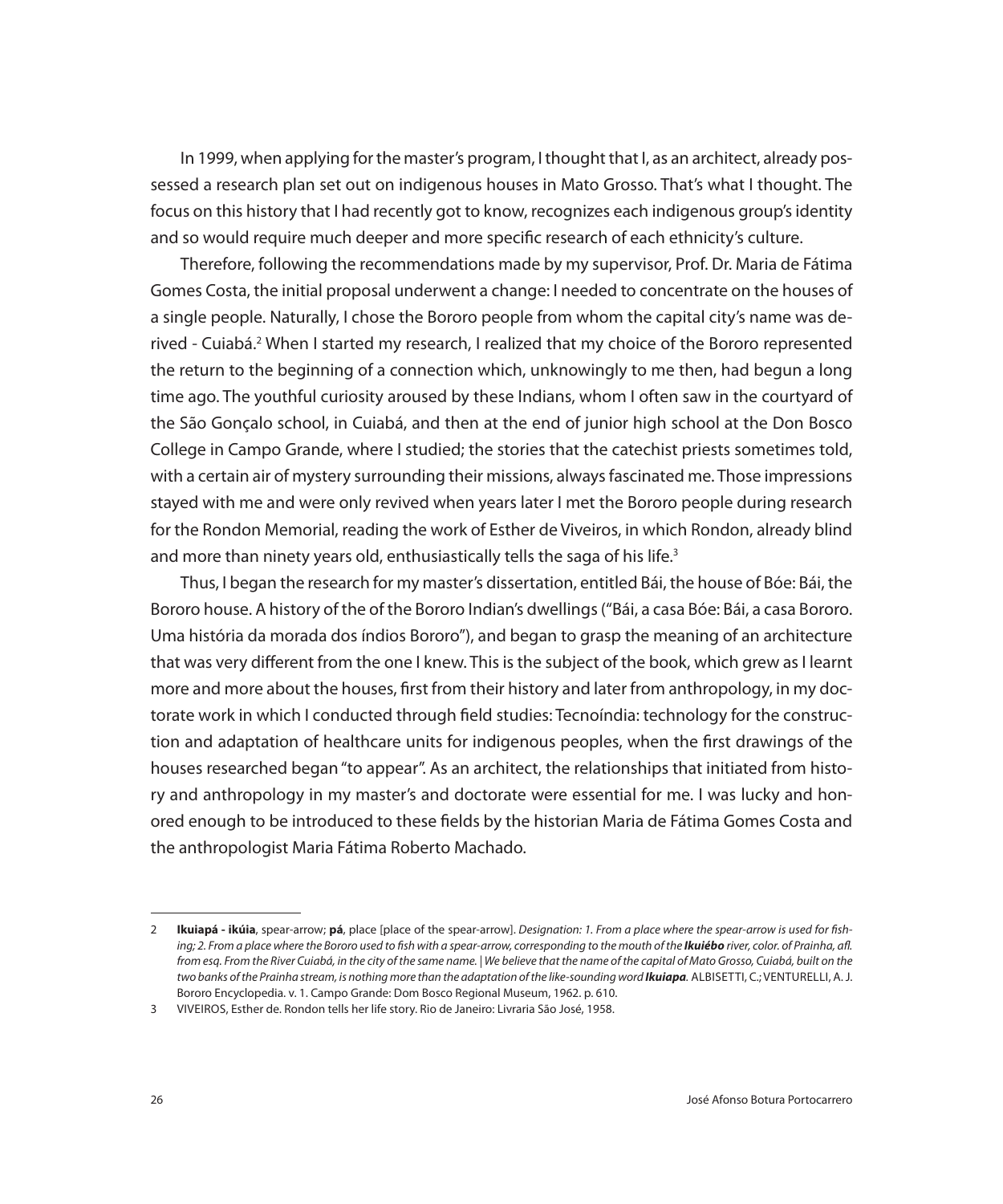In 1999, when applying for the master's program, I thought that I, as an architect, already possessed a research plan set out on indigenous houses in Mato Grosso. That's what I thought. The focus on this history that I had recently got to know, recognizes each indigenous group's identity and so would require much deeper and more specific research of each ethnicity's culture.

Therefore, following the recommendations made by my supervisor, Prof. Dr. Maria de Fátima Gomes Costa, the initial proposal underwent a change: I needed to concentrate on the houses of a single people. Naturally, I chose the Bororo people from whom the capital city's name was derived - Cuiabá.[2] When I started my research, I realized that my choice of the Bororo represented the return to the beginning of a connection which, unknowingly to me then, had begun a long time ago. The youthful curiosity aroused by these Indians, whom I often saw in the courtyard of the São Gonçalo school, in Cuiabá, and then at the end of junior high school at the Don Bosco College in Campo Grande, where I studied; the stories that the catechist priests sometimes told, with a certain air of mystery surrounding their missions, always fascinated me. Those impressions stayed with me and were only revived when years later I met the Bororo people during research for the Rondon Memorial, reading the work of Esther de Viveiros, in which Rondon, already blind and more than ninety years old, enthusiastically tells the saga of his life.[3]

Thus, I began the research for my master's dissertation, entitled Bái, the house of Bóe: Bái, the Bororo house. A history of the of the Bororo Indian's dwellings ("Bái, a casa Bóe: Bái, a casa Bororo. Uma história da morada dos índios Bororo"), and began to grasp the meaning of an architecture that was very different from the one I knew. This is the subject of the book, which grew as I learnt more and more about the houses, first from their history and later from anthropology, in my doctorate work in which I conducted through field studies: Tecnoíndia: technology for the construction and adaptation of healthcare units for indigenous peoples, when the first drawings of the houses researched began "to appear". As an architect, the relationships that initiated from history and anthropology in my master's and doctorate were essential for me. I was lucky and honored enough to be introduced to these fields by the historian Maria de Fátima Gomes Costa and the anthropologist Maria Fátima Roberto Machado.

---

2 **Ikuiapá - ikúia**, spear-arrow; **pá**, place [place of the spear-arrow]. *Designation: 1. From a place where the spear-arrow is used for fishing; 2. From a place where the Bororo used to fish with a spear-arrow, corresponding to the mouth of the **Ikuiébo** river, color. of Prainha, afl. from esq. From the River Cuiabá, in the city of the same name. | We believe that the name of the capital of Mato Grosso, Cuiabá, built on the two banks of the Prainha stream, is nothing more than the adaptation of the like-sounding word **Ikuiapa**.* ALBISETTI, C.; VENTURELLI, A. J. Bororo Encyclopedia. v. 1. Campo Grande: Dom Bosco Regional Museum, 1962. p. 610.

3 VIVEIROS, Esther de. Rondon tells her life story. Rio de Janeiro: Livraria São José, 1958.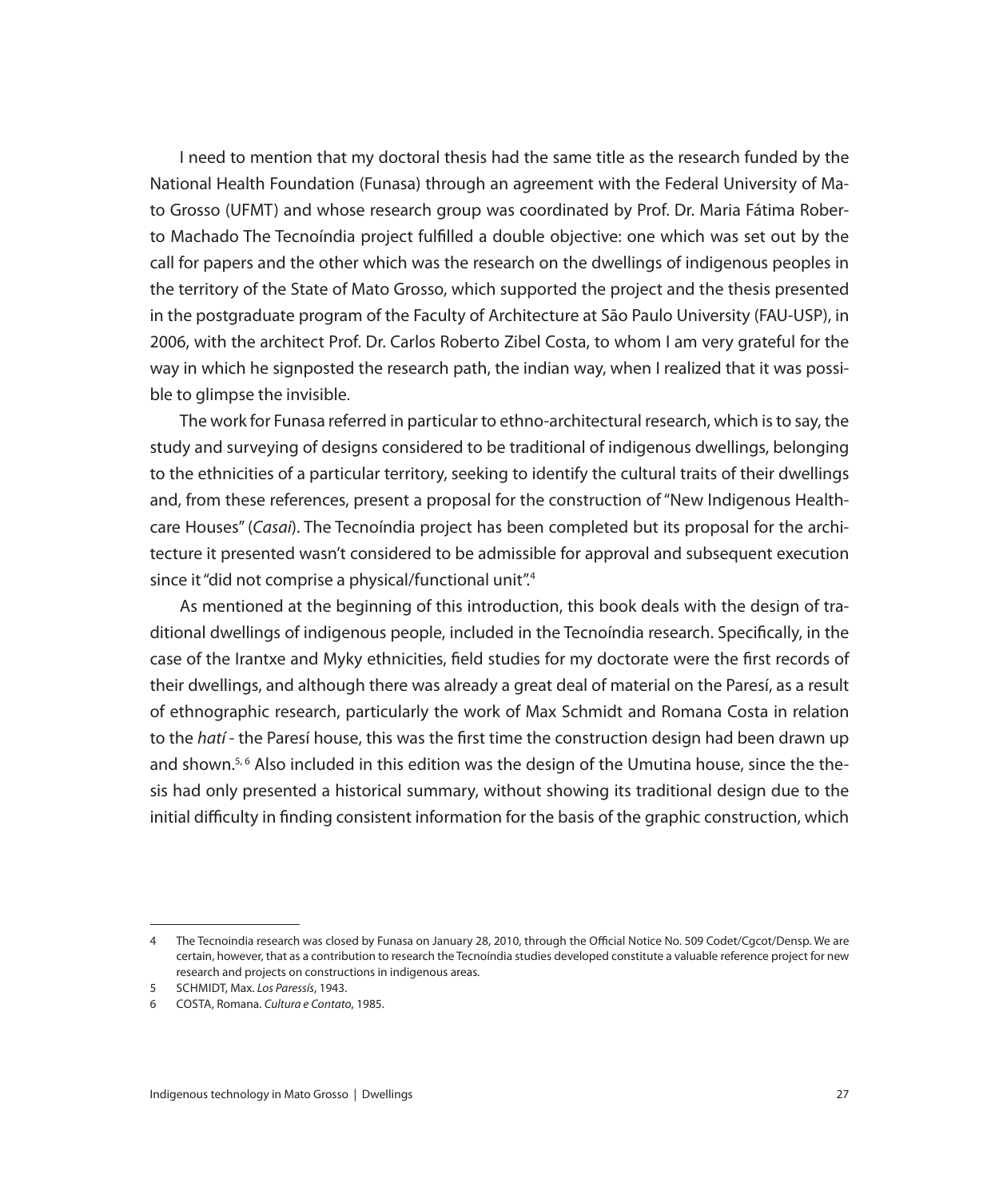I need to mention that my doctoral thesis had the same title as the research funded by the National Health Foundation (Funasa) through an agreement with the Federal University of Mato Grosso (UFMT) and whose research group was coordinated by Prof. Dr. Maria Fátima Roberto Machado The Tecnoíndia project fulfilled a double objective: one which was set out by the call for papers and the other which was the research on the dwellings of indigenous peoples in the territory of the State of Mato Grosso, which supported the project and the thesis presented in the postgraduate program of the Faculty of Architecture at São Paulo University (FAU-USP), in 2006, with the architect Prof. Dr. Carlos Roberto Zibel Costa, to whom I am very grateful for the way in which he signposted the research path, the indian way, when I realized that it was possible to glimpse the invisible.

The work for Funasa referred in particular to ethno-architectural research, which is to say, the study and surveying of designs considered to be traditional of indigenous dwellings, belonging to the ethnicities of a particular territory, seeking to identify the cultural traits of their dwellings and, from these references, present a proposal for the construction of "New Indigenous Healthcare Houses" (*Casai*). The Tecnoíndia project has been completed but its proposal for the architecture it presented wasn't considered to be admissible for approval and subsequent execution since it "did not comprise a physical/functional unit".[4]

As mentioned at the beginning of this introduction, this book deals with the design of traditional dwellings of indigenous people, included in the Tecnoíndia research. Specifically, in the case of the Irantxe and Myky ethnicities, field studies for my doctorate were the first records of their dwellings, and although there was already a great deal of material on the Paresí, as a result of ethnographic research, particularly the work of Max Schmidt and Romana Costa in relation to the *hatí* - the Paresí house, this was the first time the construction design had been drawn up and shown.[5, 6] Also included in this edition was the design of the Umutina house, since the thesis had only presented a historical summary, without showing its traditional design due to the initial difficulty in finding consistent information for the basis of the graphic construction, which

---

4 The Tecnoindia research was closed by Funasa on January 28, 2010, through the Official Notice No. 509 Codet/Cgcot/Densp. We are certain, however, that as a contribution to research the Tecnoíndia studies developed constitute a valuable reference project for new research and projects on constructions in indigenous areas.

5 SCHMIDT, Max. *Los Paressís*, 1943.

6 COSTA, Romana. *Cultura e Contato*, 1985.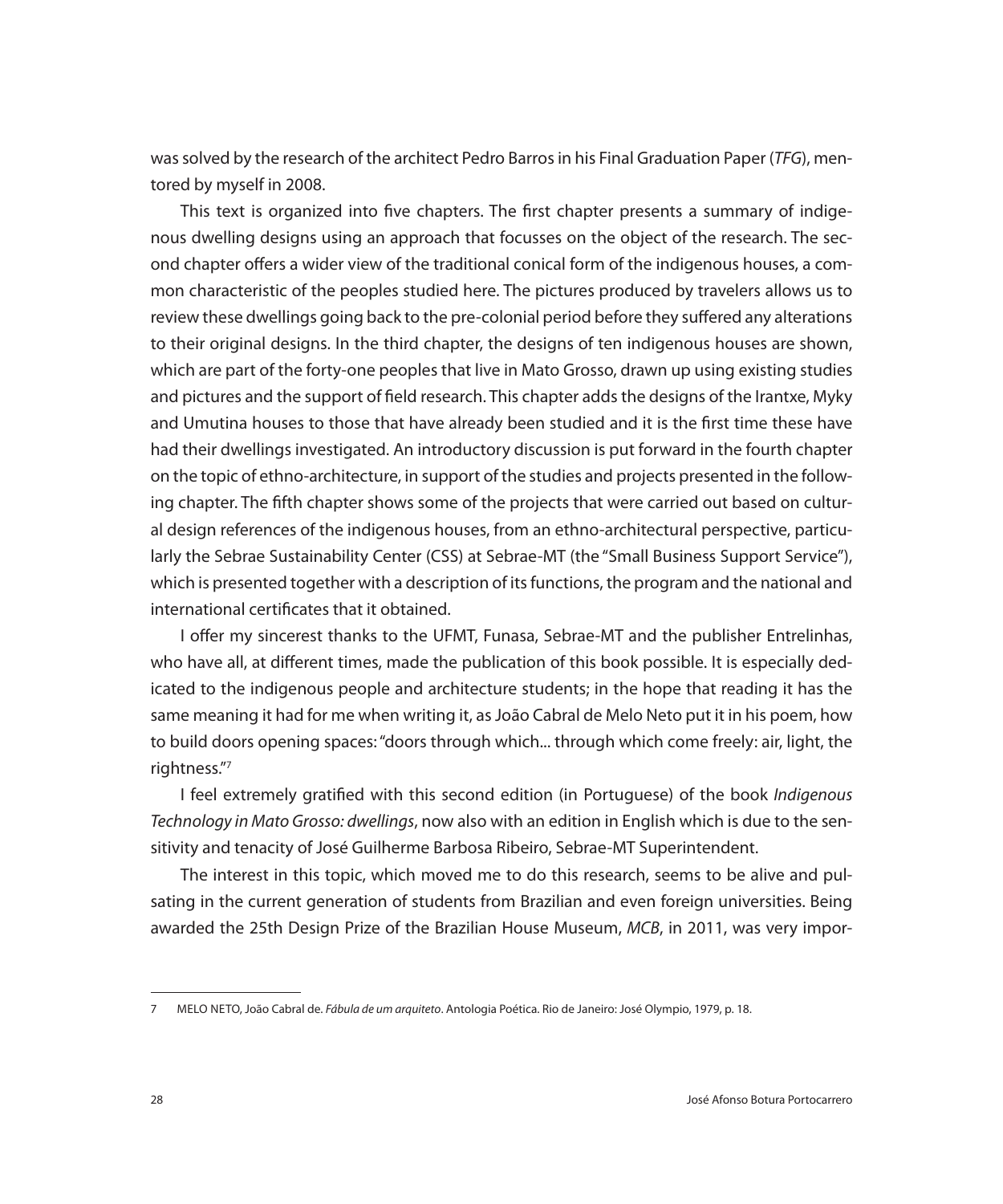was solved by the research of the architect Pedro Barros in his Final Graduation Paper (*TFG*), mentored by myself in 2008.

This text is organized into five chapters. The first chapter presents a summary of indigenous dwelling designs using an approach that focusses on the object of the research. The second chapter offers a wider view of the traditional conical form of the indigenous houses, a common characteristic of the peoples studied here. The pictures produced by travelers allows us to review these dwellings going back to the pre-colonial period before they suffered any alterations to their original designs. In the third chapter, the designs of ten indigenous houses are shown, which are part of the forty-one peoples that live in Mato Grosso, drawn up using existing studies and pictures and the support of field research. This chapter adds the designs of the Irantxe, Myky and Umutina houses to those that have already been studied and it is the first time these have had their dwellings investigated. An introductory discussion is put forward in the fourth chapter on the topic of ethno-architecture, in support of the studies and projects presented in the following chapter. The fifth chapter shows some of the projects that were carried out based on cultural design references of the indigenous houses, from an ethno-architectural perspective, particularly the Sebrae Sustainability Center (CSS) at Sebrae-MT (the "Small Business Support Service"), which is presented together with a description of its functions, the program and the national and international certificates that it obtained.

I offer my sincerest thanks to the UFMT, Funasa, Sebrae-MT and the publisher Entrelinhas, who have all, at different times, made the publication of this book possible. It is especially dedicated to the indigenous people and architecture students; in the hope that reading it has the same meaning it had for me when writing it, as João Cabral de Melo Neto put it in his poem, how to build doors opening spaces: "doors through which... through which come freely: air, light, the rightness."[7]

I feel extremely gratified with this second edition (in Portuguese) of the book *Indigenous Technology in Mato Grosso: dwellings*, now also with an edition in English which is due to the sensitivity and tenacity of José Guilherme Barbosa Ribeiro, Sebrae-MT Superintendent.

The interest in this topic, which moved me to do this research, seems to be alive and pulsating in the current generation of students from Brazilian and even foreign universities. Being awarded the 25th Design Prize of the Brazilian House Museum, *MCB*, in 2011, was very impor-

---

7 MELO NETO, João Cabral de. *Fábula de um arquiteto*. Antologia Poética. Rio de Janeiro: José Olympio, 1979, p. 18.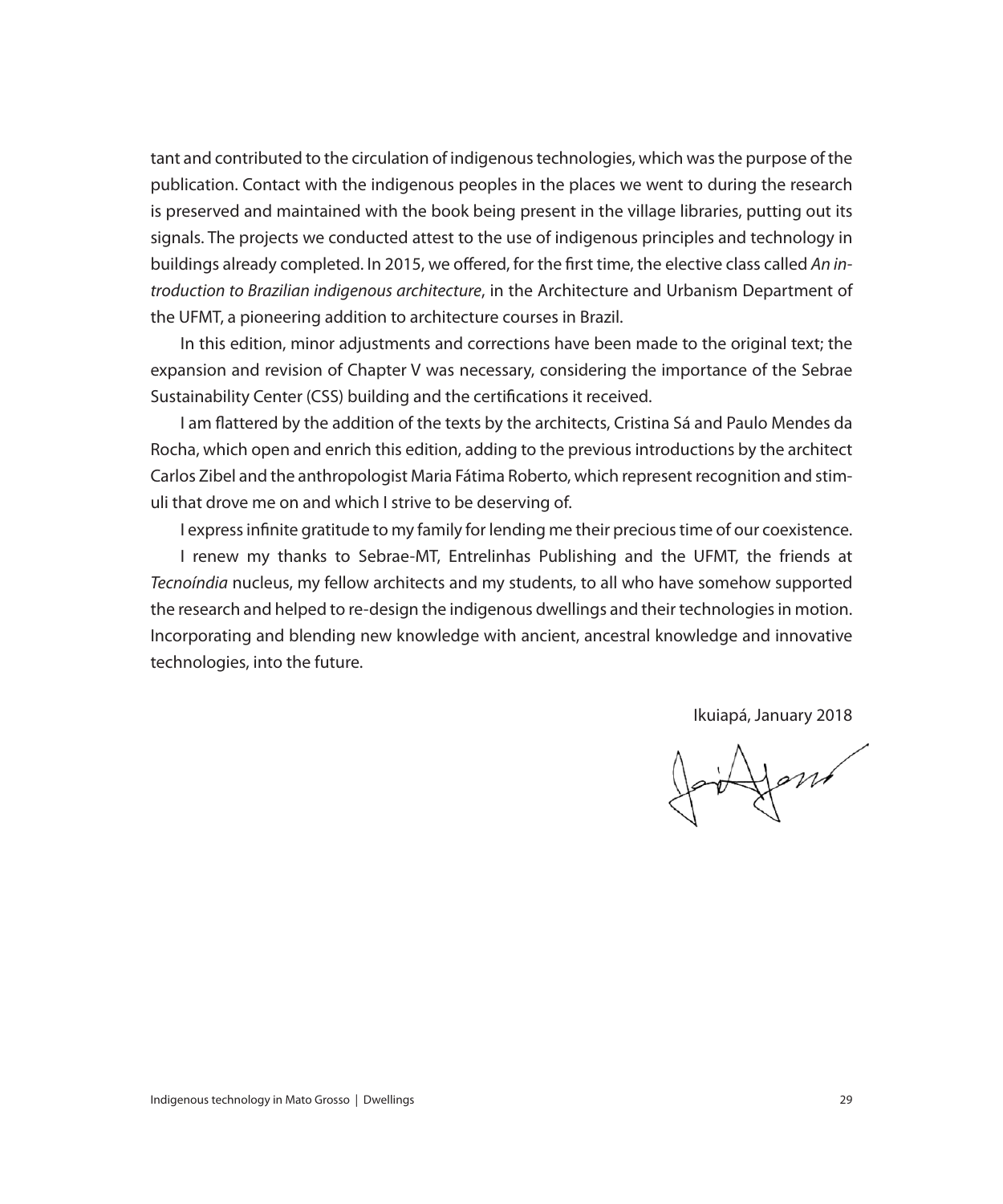tant and contributed to the circulation of indigenous technologies, which was the purpose of the publication. Contact with the indigenous peoples in the places we went to during the research is preserved and maintained with the book being present in the village libraries, putting out its signals. The projects we conducted attest to the use of indigenous principles and technology in buildings already completed. In 2015, we offered, for the first time, the elective class called *An introduction to Brazilian indigenous architecture*, in the Architecture and Urbanism Department of the UFMT, a pioneering addition to architecture courses in Brazil.

In this edition, minor adjustments and corrections have been made to the original text; the expansion and revision of Chapter V was necessary, considering the importance of the Sebrae Sustainability Center (CSS) building and the certifications it received.

I am flattered by the addition of the texts by the architects, Cristina Sá and Paulo Mendes da Rocha, which open and enrich this edition, adding to the previous introductions by the architect Carlos Zibel and the anthropologist Maria Fátima Roberto, which represent recognition and stimuli that drove me on and which I strive to be deserving of.

I express infinite gratitude to my family for lending me their precious time of our coexistence.

I renew my thanks to Sebrae-MT, Entrelinhas Publishing and the UFMT, the friends at *Tecnoíndia* nucleus, my fellow architects and my students, to all who have somehow supported the research and helped to re-design the indigenous dwellings and their technologies in motion. Incorporating and blending new knowledge with ancient, ancestral knowledge and innovative technologies, into the future.

Ikuiapá, January 2018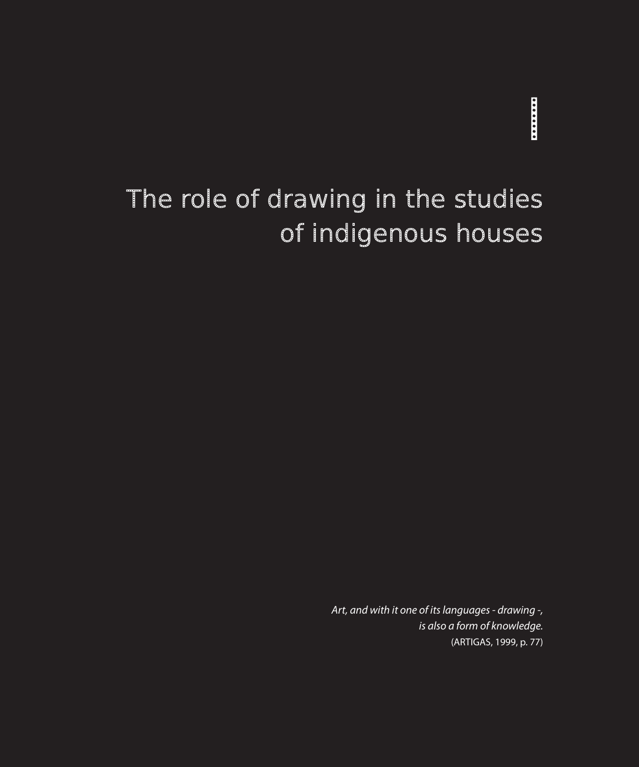# The role of drawing in the studies of indigenous houses

*Art, and with it one of its languages - drawing -,*
*is also a form of knowledge.*
(ARTIGAS, 1999, p. 77)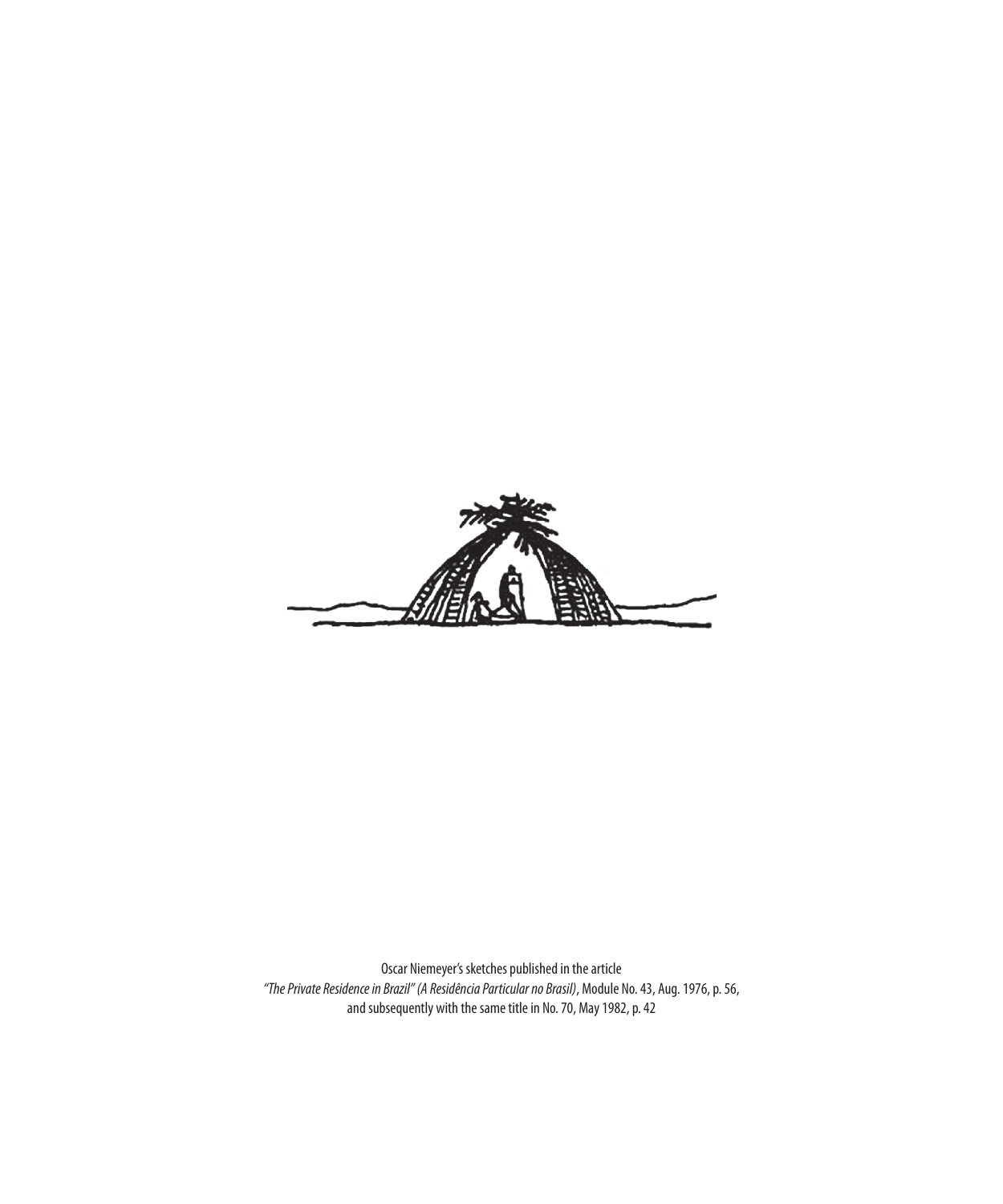Oscar Niemeyer's sketches published in the article
*"The Private Residence in Brazil" (A Residência Particular no Brasil)*, Module No. 43, Aug. 1976, p. 56,
and subsequently with the same title in No. 70, May 1982, p. 42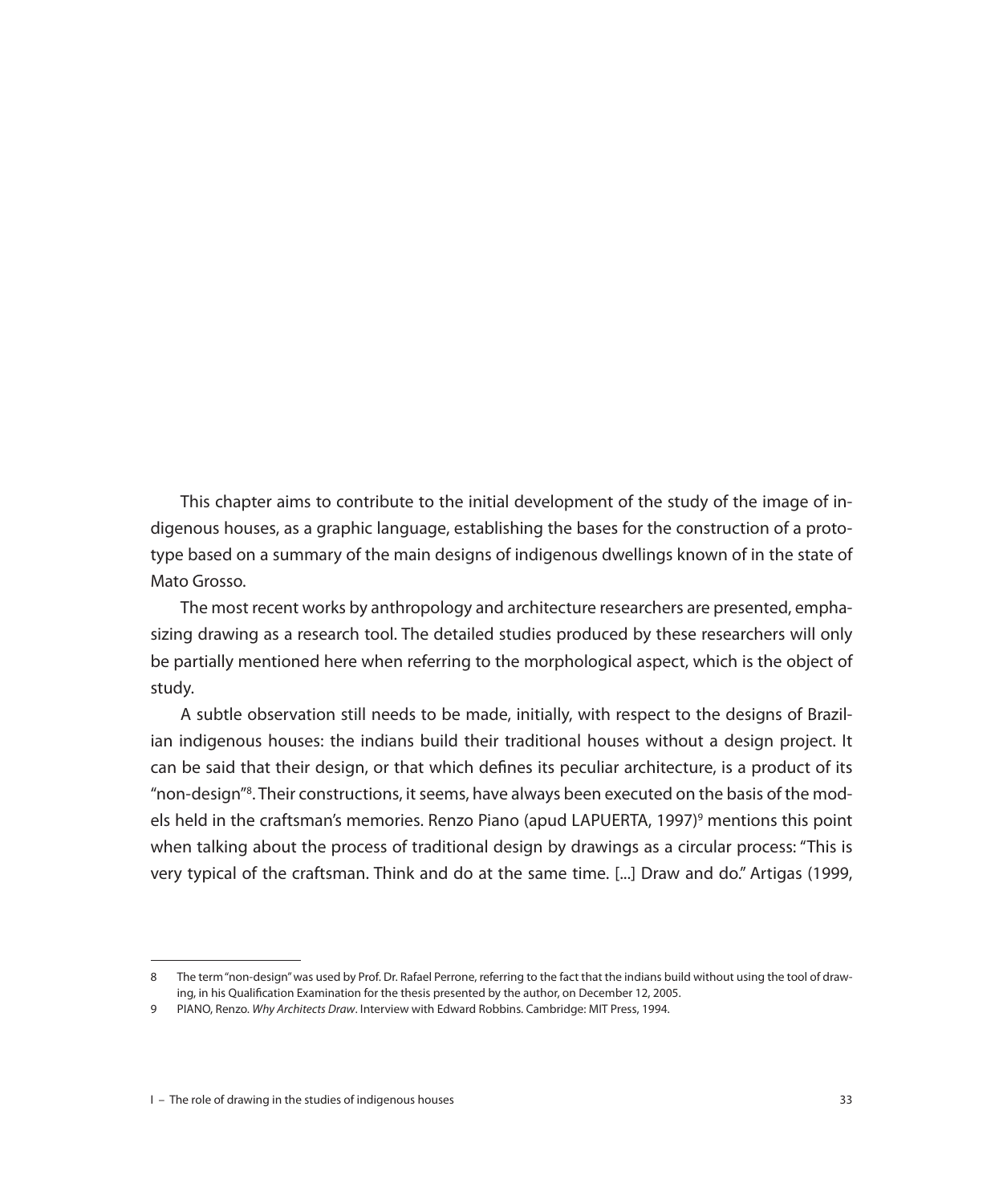This chapter aims to contribute to the initial development of the study of the image of indigenous houses, as a graphic language, establishing the bases for the construction of a prototype based on a summary of the main designs of indigenous dwellings known of in the state of Mato Grosso.

The most recent works by anthropology and architecture researchers are presented, emphasizing drawing as a research tool. The detailed studies produced by these researchers will only be partially mentioned here when referring to the morphological aspect, which is the object of study.

A subtle observation still needs to be made, initially, with respect to the designs of Brazilian indigenous houses: the indians build their traditional houses without a design project. It can be said that their design, or that which defines its peculiar architecture, is a product of its "non-design"[8]. Their constructions, it seems, have always been executed on the basis of the models held in the craftsman's memories. Renzo Piano (apud LAPUERTA, 1997)[9] mentions this point when talking about the process of traditional design by drawings as a circular process: "This is very typical of the craftsman. Think and do at the same time. [...] Draw and do." Artigas (1999,

---

8 The term "non-design" was used by Prof. Dr. Rafael Perrone, referring to the fact that the indians build without using the tool of drawing, in his Qualification Examination for the thesis presented by the author, on December 12, 2005.

9 PIANO, Renzo. *Why Architects Draw*. Interview with Edward Robbins. Cambridge: MIT Press, 1994.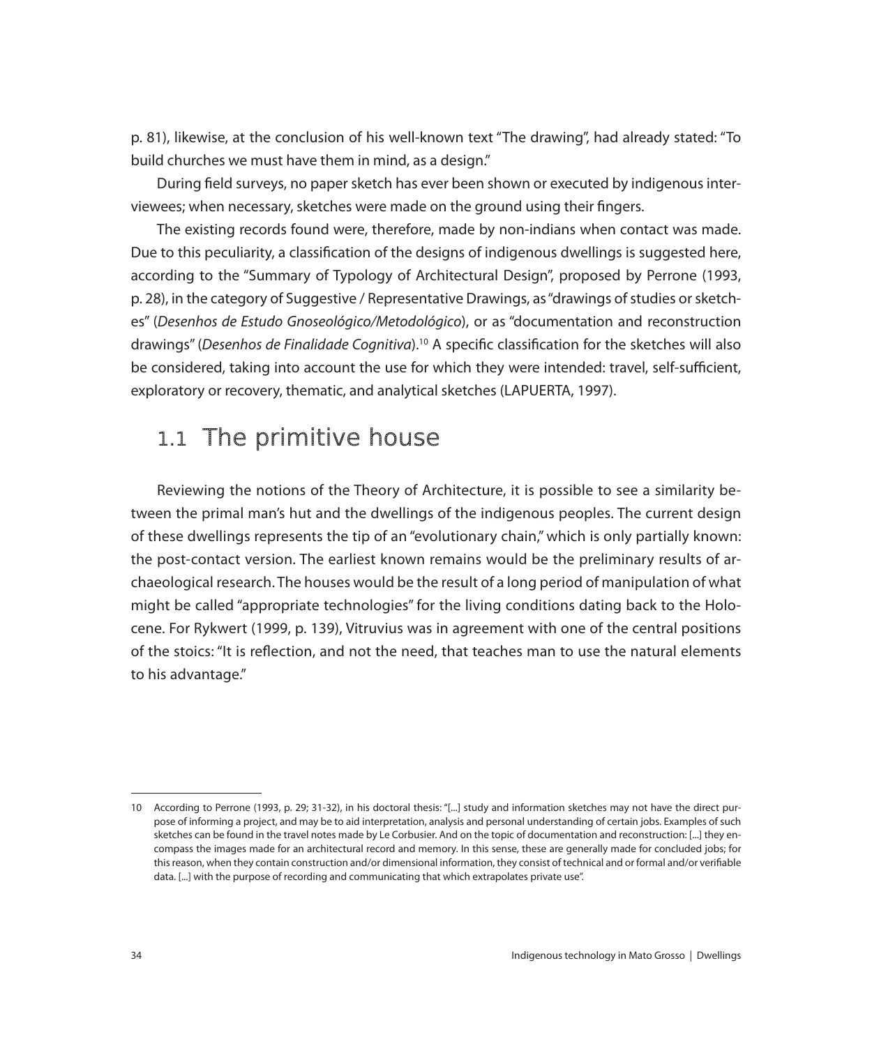p. 81), likewise, at the conclusion of his well-known text "The drawing", had already stated: "To build churches we must have them in mind, as a design."

During field surveys, no paper sketch has ever been shown or executed by indigenous interviewees; when necessary, sketches were made on the ground using their fingers.

The existing records found were, therefore, made by non-indians when contact was made. Due to this peculiarity, a classification of the designs of indigenous dwellings is suggested here, according to the "Summary of Typology of Architectural Design", proposed by Perrone (1993, p. 28), in the category of Suggestive / Representative Drawings, as "drawings of studies or sketches" (*Desenhos de Estudo Gnoseológico/Metodológico*), or as "documentation and reconstruction drawings" (*Desenhos de Finalidade Cognitiva*).[10] A specific classification for the sketches will also be considered, taking into account the use for which they were intended: travel, self-sufficient, exploratory or recovery, thematic, and analytical sketches (LAPUERTA, 1997).

## 1.1 The primitive house

Reviewing the notions of the Theory of Architecture, it is possible to see a similarity between the primal man's hut and the dwellings of the indigenous peoples. The current design of these dwellings represents the tip of an "evolutionary chain," which is only partially known: the post-contact version. The earliest known remains would be the preliminary results of archaeological research. The houses would be the result of a long period of manipulation of what might be called "appropriate technologies" for the living conditions dating back to the Holocene. For Rykwert (1999, p. 139), Vitruvius was in agreement with one of the central positions of the stoics: "It is reflection, and not the need, that teaches man to use the natural elements to his advantage."

---

10 According to Perrone (1993, p. 29; 31-32), in his doctoral thesis: "[...] study and information sketches may not have the direct purpose of informing a project, and may be to aid interpretation, analysis and personal understanding of certain jobs. Examples of such sketches can be found in the travel notes made by Le Corbusier. And on the topic of documentation and reconstruction: [...] they encompass the images made for an architectural record and memory. In this sense, these are generally made for concluded jobs; for this reason, when they contain construction and/or dimensional information, they consist of technical and or formal and/or verifiable data. [...] with the purpose of recording and communicating that which extrapolates private use".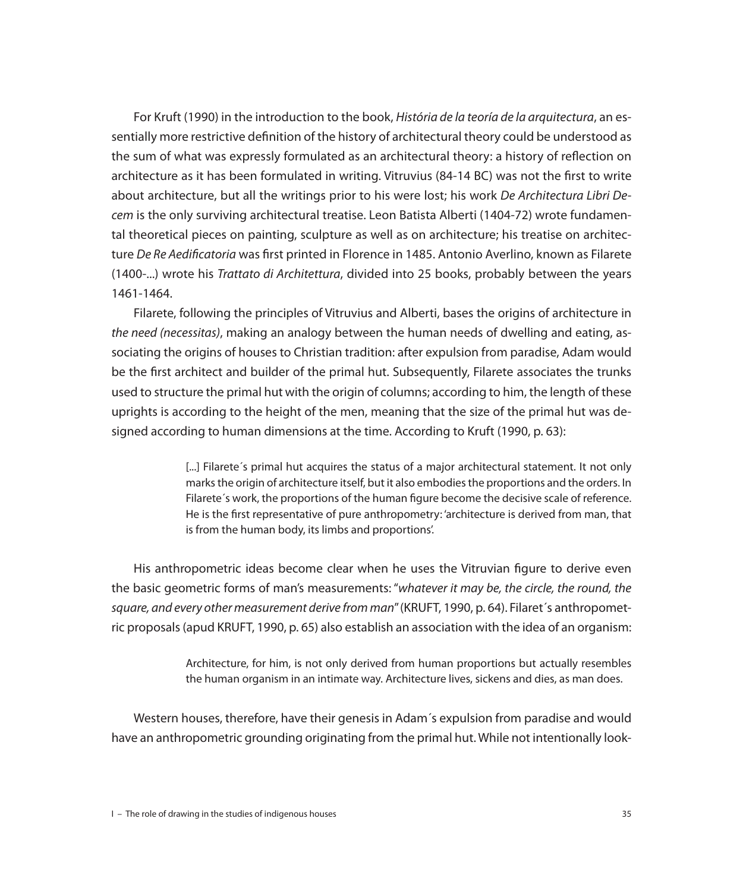For Kruft (1990) in the introduction to the book, *História de la teoría de la arquitectura*, an essentially more restrictive definition of the history of architectural theory could be understood as the sum of what was expressly formulated as an architectural theory: a history of reflection on architecture as it has been formulated in writing. Vitruvius (84-14 BC) was not the first to write about architecture, but all the writings prior to his were lost; his work *De Architectura Libri Decem* is the only surviving architectural treatise. Leon Batista Alberti (1404-72) wrote fundamental theoretical pieces on painting, sculpture as well as on architecture; his treatise on architecture *De Re Aedificatoria* was first printed in Florence in 1485. Antonio Averlino, known as Filarete (1400-...) wrote his *Trattato di Architettura*, divided into 25 books, probably between the years 1461-1464.

Filarete, following the principles of Vitruvius and Alberti, bases the origins of architecture in *the need (necessitas)*, making an analogy between the human needs of dwelling and eating, associating the origins of houses to Christian tradition: after expulsion from paradise, Adam would be the first architect and builder of the primal hut. Subsequently, Filarete associates the trunks used to structure the primal hut with the origin of columns; according to him, the length of these uprights is according to the height of the men, meaning that the size of the primal hut was designed according to human dimensions at the time. According to Kruft (1990, p. 63):

> [...] Filarete´s primal hut acquires the status of a major architectural statement. It not only marks the origin of architecture itself, but it also embodies the proportions and the orders. In Filarete´s work, the proportions of the human figure become the decisive scale of reference. He is the first representative of pure anthropometry: 'architecture is derived from man, that is from the human body, its limbs and proportions'.

His anthropometric ideas become clear when he uses the Vitruvian figure to derive even the basic geometric forms of man's measurements: "*whatever it may be, the circle, the round, the square, and every other measurement derive from man*" (KRUFT, 1990, p. 64). Filaret´s anthropometric proposals (apud KRUFT, 1990, p. 65) also establish an association with the idea of an organism:

> Architecture, for him, is not only derived from human proportions but actually resembles the human organism in an intimate way. Architecture lives, sickens and dies, as man does.

Western houses, therefore, have their genesis in Adam´s expulsion from paradise and would have an anthropometric grounding originating from the primal hut. While not intentionally look-